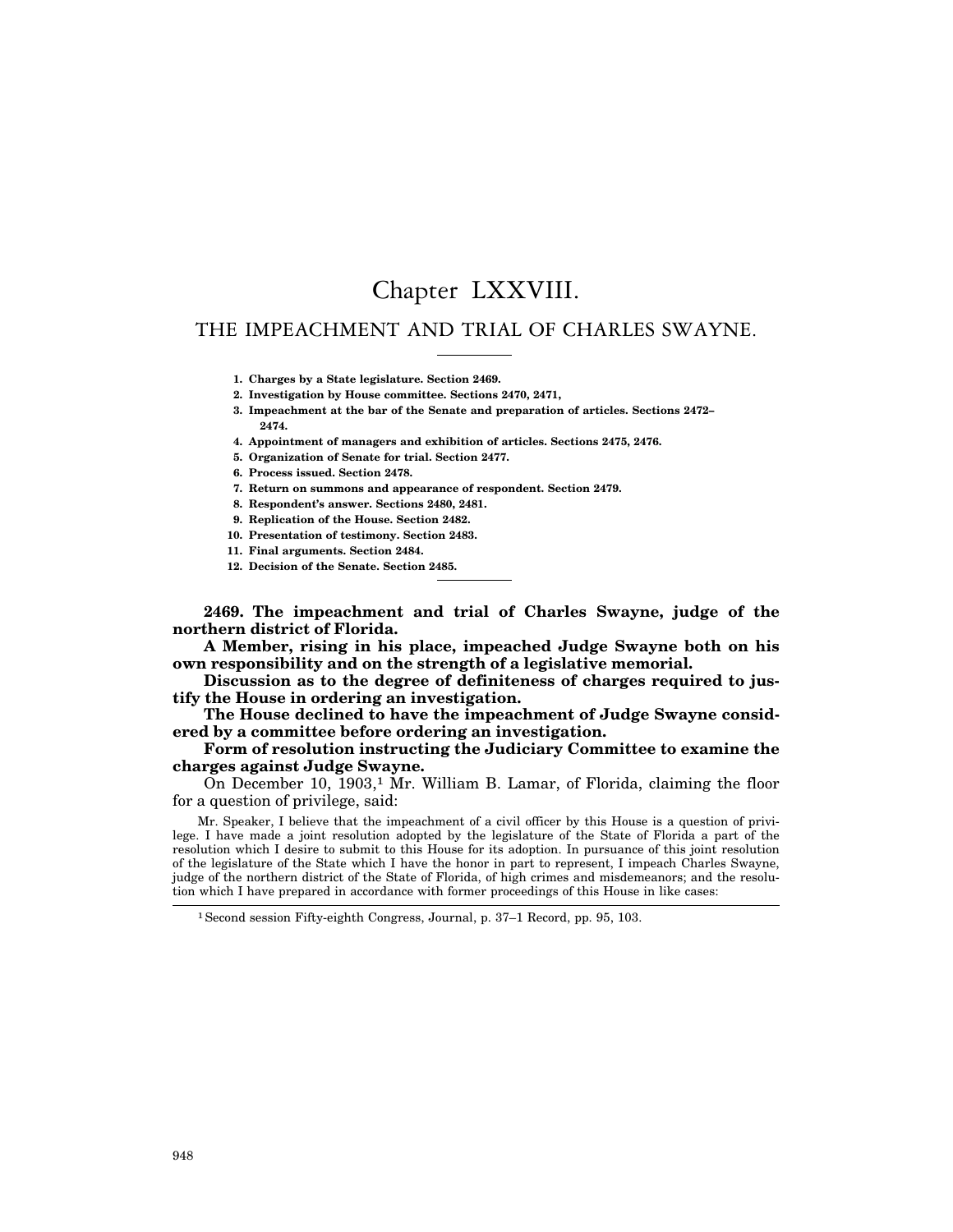# Chapter LXXVIII.

## THE IMPEACHMENT AND TRIAL OF CHARLES SWAYNE.

1. **Charges by a State legislature. Section 2469.**
2. **Investigation by House committee. Sections 2470, 2471,**
3. **Impeachment at the bar of the Senate and preparation of articles. Sections 2472–2474.**
4. **Appointment of managers and exhibition of articles. Sections 2475, 2476.**
5. **Organization of Senate for trial. Section 2477.**
6. **Process issued. Section 2478.**
7. **Return on summons and appearance of respondent. Section 2479.**
8. **Respondent's answer. Sections 2480, 2481.**
9. **Replication of the House. Section 2482.**
10. **Presentation of testimony. Section 2483.**
11. **Final arguments. Section 2484.**
12. **Decision of the Senate. Section 2485.**

**2469. The impeachment and trial of Charles Swayne, judge of the northern district of Florida.**

**A Member, rising in his place, impeached Judge Swayne both on his own responsibility and on the strength of a legislative memorial.**

**Discussion as to the degree of definiteness of charges required to justify the House in ordering an investigation.**

**The House declined to have the impeachment of Judge Swayne considered by a committee before ordering an investigation.**

**Form of resolution instructing the Judiciary Committee to examine the charges against Judge Swayne.**

On December 10, 1903,[1] Mr. William B. Lamar, of Florida, claiming the floor for a question of privilege, said:

> Mr. Speaker, I believe that the impeachment of a civil officer by this House is a question of privilege. I have made a joint resolution adopted by the legislature of the State of Florida a part of the resolution which I desire to submit to this House for its adoption. In pursuance of this joint resolution of the legislature of the State which I have the honor in part to represent, I impeach Charles Swayne, judge of the northern district of the State of Florida, of high crimes and misdemeanors; and the resolution which I have prepared in accordance with former proceedings of this House in like cases:

[1] Second session Fifty-eighth Congress, Journal, p. 37–1 Record, pp. 95, 103.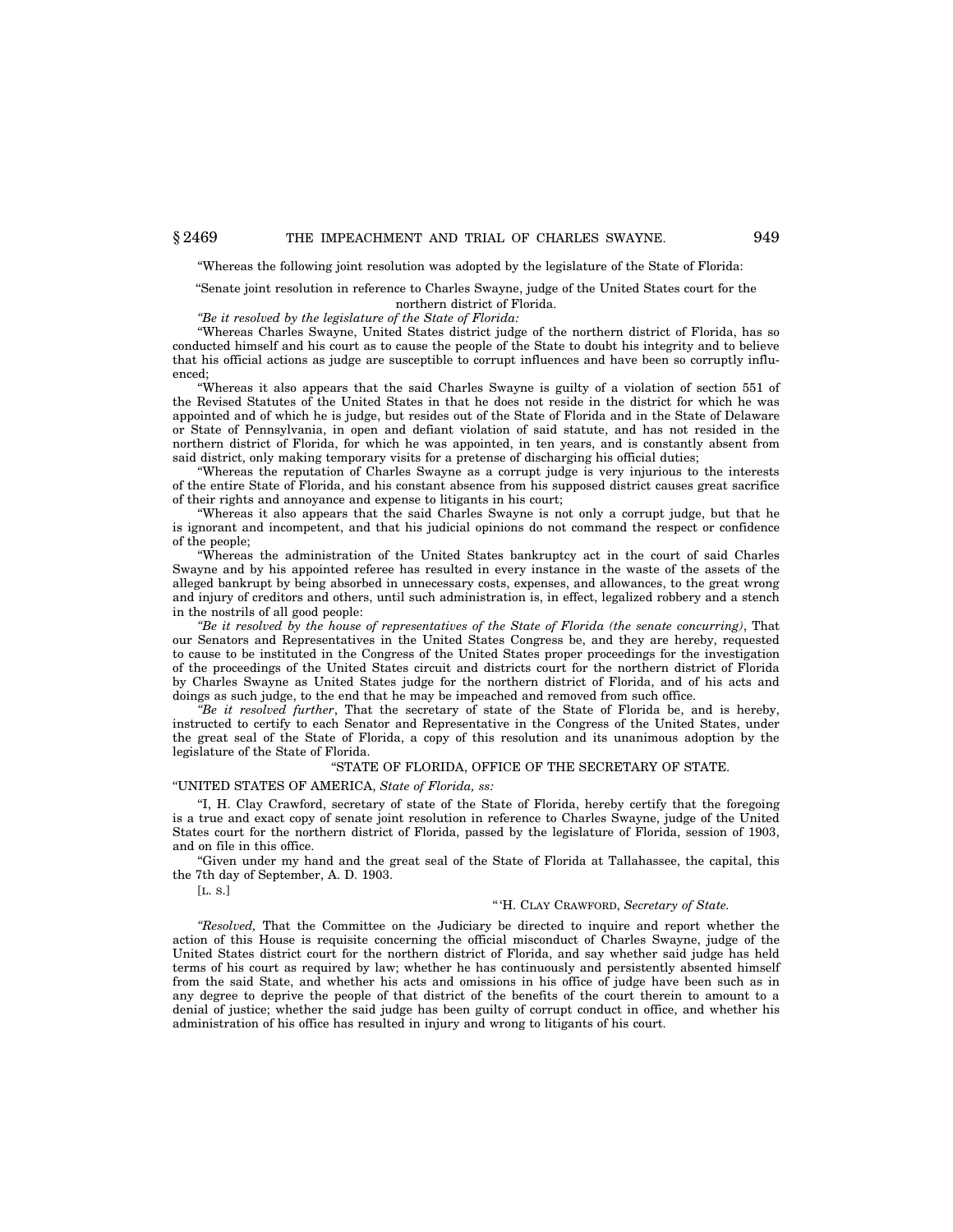"Whereas the following joint resolution was adopted by the legislature of the State of Florida:

"Senate joint resolution in reference to Charles Swayne, judge of the United States court for the northern district of Florida.

*"Be it resolved by the legislature of the State of Florida:*

"Whereas Charles Swayne, United States district judge of the northern district of Florida, has so conducted himself and his court as to cause the people of the State to doubt his integrity and to believe that his official actions as judge are susceptible to corrupt influences and have been so corruptly influenced;

"Whereas it also appears that the said Charles Swayne is guilty of a violation of section 551 of the Revised Statutes of the United States in that he does not reside in the district for which he was appointed and of which he is judge, but resides out of the State of Florida and in the State of Delaware or State of Pennsylvania, in open and defiant violation of said statute, and has not resided in the northern district of Florida, for which he was appointed, in ten years, and is constantly absent from said district, only making temporary visits for a pretense of discharging his official duties;

"Whereas the reputation of Charles Swayne as a corrupt judge is very injurious to the interests of the entire State of Florida, and his constant absence from his supposed district causes great sacrifice of their rights and annoyance and expense to litigants in his court;

"Whereas it also appears that the said Charles Swayne is not only a corrupt judge, but that he is ignorant and incompetent, and that his judicial opinions do not command the respect or confidence of the people;

"Whereas the administration of the United States bankruptcy act in the court of said Charles Swayne and by his appointed referee has resulted in every instance in the waste of the assets of the alleged bankrupt by being absorbed in unnecessary costs, expenses, and allowances, to the great wrong and injury of creditors and others, until such administration is, in effect, legalized robbery and a stench in the nostrils of all good people:

*"Be it resolved by the house of representatives of the State of Florida (the senate concurring)*, That our Senators and Representatives in the United States Congress be, and they are hereby, requested to cause to be instituted in the Congress of the United States proper proceedings for the investigation of the proceedings of the United States circuit and districts court for the northern district of Florida by Charles Swayne as United States judge for the northern district of Florida, and of his acts and doings as such judge, to the end that he may be impeached and removed from such office.

*"Be it resolved further*, That the secretary of state of the State of Florida be, and is hereby, instructed to certify to each Senator and Representative in the Congress of the United States, under the great seal of the State of Florida, a copy of this resolution and its unanimous adoption by the legislature of the State of Florida.

"STATE OF FLORIDA, OFFICE OF THE SECRETARY OF STATE.

"UNITED STATES OF AMERICA, *State of Florida, ss:*

"I, H. Clay Crawford, secretary of state of the State of Florida, hereby certify that the foregoing is a true and exact copy of senate joint resolution in reference to Charles Swayne, judge of the United States court for the northern district of Florida, passed by the legislature of Florida, session of 1903, and on file in this office.

"Given under my hand and the great seal of the State of Florida at Tallahassee, the capital, this the 7th day of September, A. D. 1903.

[L. S.]

"'H. CLAY CRAWFORD, *Secretary of State.*

*"Resolved,* That the Committee on the Judiciary be directed to inquire and report whether the action of this House is requisite concerning the official misconduct of Charles Swayne, judge of the United States district court for the northern district of Florida, and say whether said judge has held terms of his court as required by law; whether he has continuously and persistently absented himself from the said State, and whether his acts and omissions in his office of judge have been such as in any degree to deprive the people of that district of the benefits of the court therein to amount to a denial of justice; whether the said judge has been guilty of corrupt conduct in office, and whether his administration of his office has resulted in injury and wrong to litigants of his court.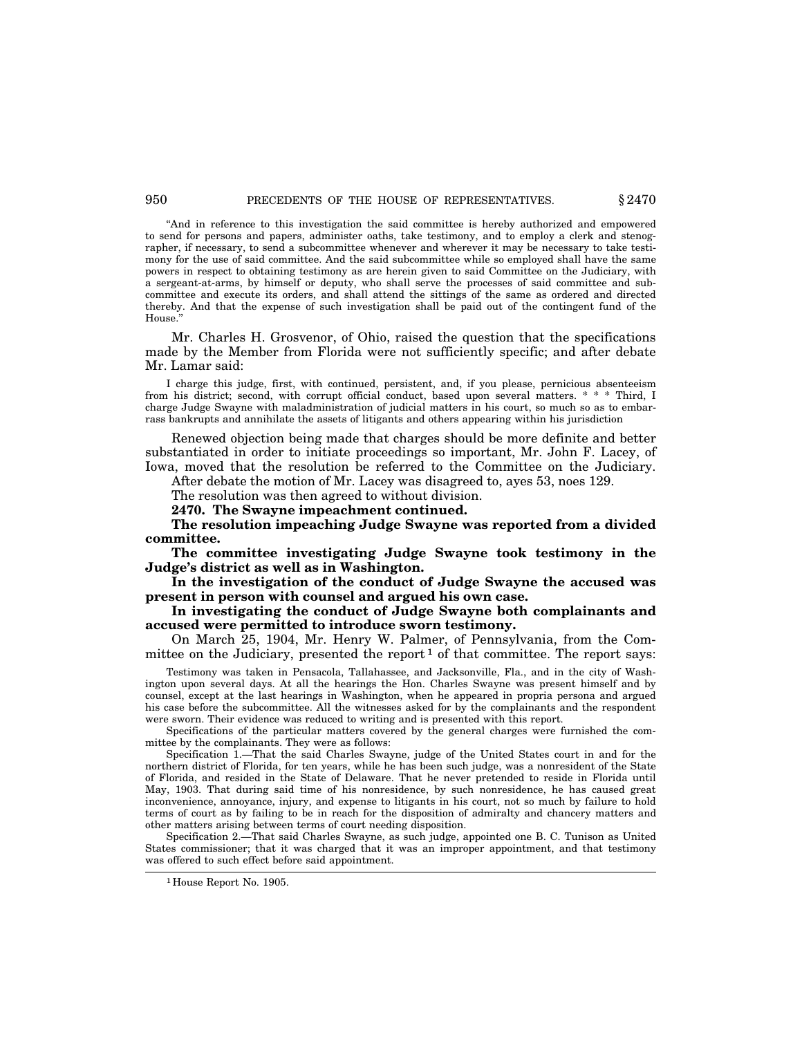"And in reference to this investigation the said committee is hereby authorized and empowered to send for persons and papers, administer oaths, take testimony, and to employ a clerk and stenographer, if necessary, to send a subcommittee whenever and wherever it may be necessary to take testimony for the use of said committee. And the said subcommittee while so employed shall have the same powers in respect to obtaining testimony as are herein given to said Committee on the Judiciary, with a sergeant-at-arms, by himself or deputy, who shall serve the processes of said committee and subcommittee and execute its orders, and shall attend the sittings of the same as ordered and directed thereby. And that the expense of such investigation shall be paid out of the contingent fund of the House."

Mr. Charles H. Grosvenor, of Ohio, raised the question that the specifications made by the Member from Florida were not sufficiently specific; and after debate Mr. Lamar said:

I charge this judge, first, with continued, persistent, and, if you please, pernicious absenteeism from his district; second, with corrupt official conduct, based upon several matters. * * * Third, I charge Judge Swayne with maladministration of judicial matters in his court, so much so as to embarrass bankrupts and annihilate the assets of litigants and others appearing within his jurisdiction

Renewed objection being made that charges should be more definite and better substantiated in order to initiate proceedings so important, Mr. John F. Lacey, of Iowa, moved that the resolution be referred to the Committee on the Judiciary.

After debate the motion of Mr. Lacey was disagreed to, ayes 53, noes 129.

The resolution was then agreed to without division.

**2470. The Swayne impeachment continued.**

**The resolution impeaching Judge Swayne was reported from a divided committee.**

**The committee investigating Judge Swayne took testimony in the Judge's district as well as in Washington.**

**In the investigation of the conduct of Judge Swayne the accused was present in person with counsel and argued his own case.**

**In investigating the conduct of Judge Swayne both complainants and accused were permitted to introduce sworn testimony.**

On March 25, 1904, Mr. Henry W. Palmer, of Pennsylvania, from the Committee on the Judiciary, presented the report[1] of that committee. The report says:

Testimony was taken in Pensacola, Tallahassee, and Jacksonville, Fla., and in the city of Washington upon several days. At all the hearings the Hon. Charles Swayne was present himself and by counsel, except at the last hearings in Washington, when he appeared in propria persona and argued his case before the subcommittee. All the witnesses asked for by the complainants and the respondent were sworn. Their evidence was reduced to writing and is presented with this report.

Specifications of the particular matters covered by the general charges were furnished the committee by the complainants. They were as follows:

Specification 1.—That the said Charles Swayne, judge of the United States court in and for the northern district of Florida, for ten years, while he has been such judge, was a nonresident of the State of Florida, and resided in the State of Delaware. That he never pretended to reside in Florida until May, 1903. That during said time of his nonresidence, by such nonresidence, he has caused great inconvenience, annoyance, injury, and expense to litigants in his court, not so much by failure to hold terms of court as by failing to be in reach for the disposition of admiralty and chancery matters and other matters arising between terms of court needing disposition.

Specification 2.—That said Charles Swayne, as such judge, appointed one B. C. Tunison as United States commissioner; that it was charged that it was an improper appointment, and that testimony was offered to such effect before said appointment.

[1] House Report No. 1905.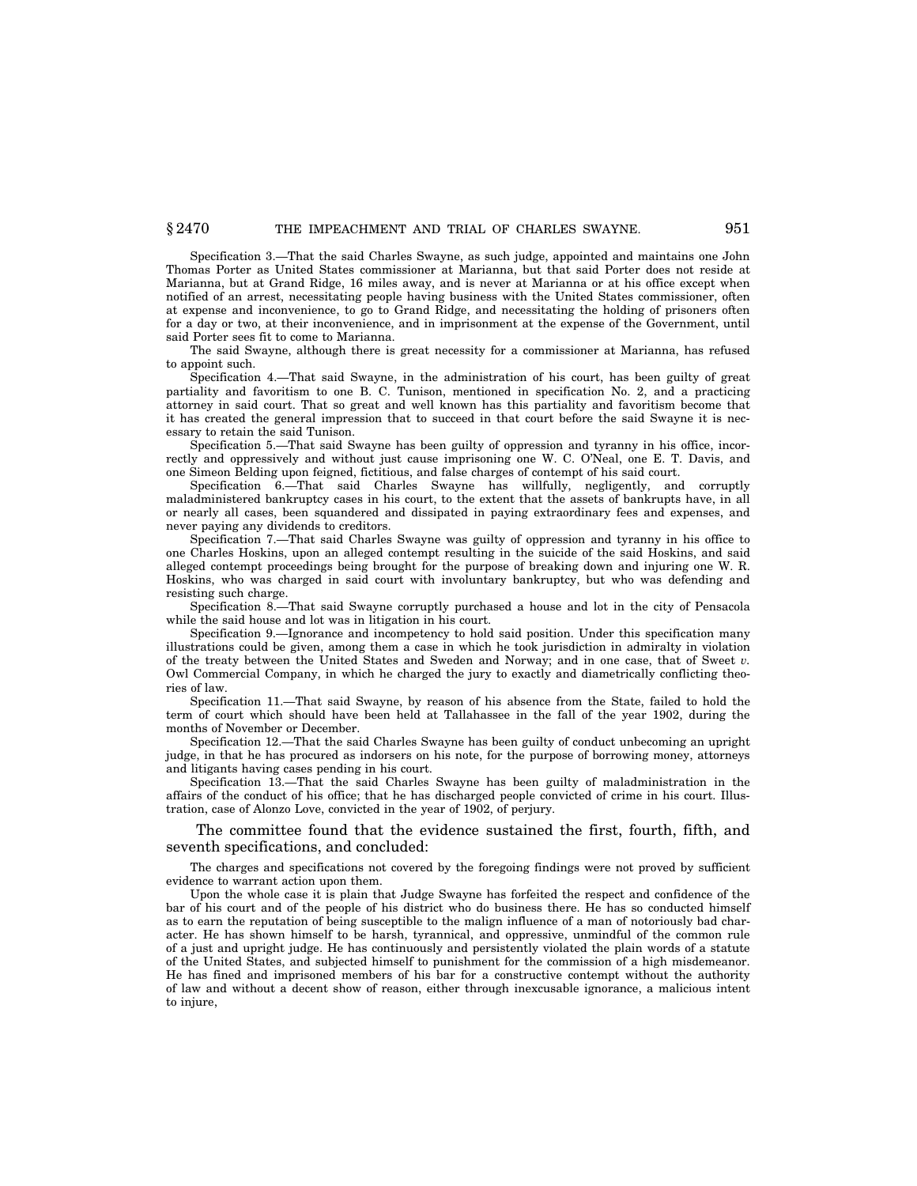Specification 3.—That the said Charles Swayne, as such judge, appointed and maintains one John Thomas Porter as United States commissioner at Marianna, but that said Porter does not reside at Marianna, but at Grand Ridge, 16 miles away, and is never at Marianna or at his office except when notified of an arrest, necessitating people having business with the United States commissioner, often at expense and inconvenience, to go to Grand Ridge, and necessitating the holding of prisoners often for a day or two, at their inconvenience, and in imprisonment at the expense of the Government, until said Porter sees fit to come to Marianna.

The said Swayne, although there is great necessity for a commissioner at Marianna, has refused to appoint such.

Specification 4.—That said Swayne, in the administration of his court, has been guilty of great partiality and favoritism to one B. C. Tunison, mentioned in specification No. 2, and a practicing attorney in said court. That so great and well known has this partiality and favoritism become that it has created the general impression that to succeed in that court before the said Swayne it is necessary to retain the said Tunison.

Specification 5.—That said Swayne has been guilty of oppression and tyranny in his office, incorrectly and oppressively and without just cause imprisoning one W. C. O'Neal, one E. T. Davis, and one Simeon Belding upon feigned, fictitious, and false charges of contempt of his said court.

Specification 6.—That said Charles Swayne has willfully, negligently, and corruptly maladministered bankruptcy cases in his court, to the extent that the assets of bankrupts have, in all or nearly all cases, been squandered and dissipated in paying extraordinary fees and expenses, and never paying any dividends to creditors.

Specification 7.—That said Charles Swayne was guilty of oppression and tyranny in his office to one Charles Hoskins, upon an alleged contempt resulting in the suicide of the said Hoskins, and said alleged contempt proceedings being brought for the purpose of breaking down and injuring one W. R. Hoskins, who was charged in said court with involuntary bankruptcy, but who was defending and resisting such charge.

Specification 8.—That said Swayne corruptly purchased a house and lot in the city of Pensacola while the said house and lot was in litigation in his court.

Specification 9.—Ignorance and incompetency to hold said position. Under this specification many illustrations could be given, among them a case in which he took jurisdiction in admiralty in violation of the treaty between the United States and Sweden and Norway; and in one case, that of Sweet *v.* Owl Commercial Company, in which he charged the jury to exactly and diametrically conflicting theories of law.

Specification 11.—That said Swayne, by reason of his absence from the State, failed to hold the term of court which should have been held at Tallahassee in the fall of the year 1902, during the months of November or December.

Specification 12.—That the said Charles Swayne has been guilty of conduct unbecoming an upright judge, in that he has procured as indorsers on his note, for the purpose of borrowing money, attorneys and litigants having cases pending in his court.

Specification 13.—That the said Charles Swayne has been guilty of maladministration in the affairs of the conduct of his office; that he has discharged people convicted of crime in his court. Illustration, case of Alonzo Love, convicted in the year of 1902, of perjury.

The committee found that the evidence sustained the first, fourth, fifth, and seventh specifications, and concluded:

The charges and specifications not covered by the foregoing findings were not proved by sufficient evidence to warrant action upon them.

Upon the whole case it is plain that Judge Swayne has forfeited the respect and confidence of the bar of his court and of the people of his district who do business there. He has so conducted himself as to earn the reputation of being susceptible to the malign influence of a man of notoriously bad character. He has shown himself to be harsh, tyrannical, and oppressive, unmindful of the common rule of a just and upright judge. He has continuously and persistently violated the plain words of a statute of the United States, and subjected himself to punishment for the commission of a high misdemeanor. He has fined and imprisoned members of his bar for a constructive contempt without the authority of law and without a decent show of reason, either through inexcusable ignorance, a malicious intent to injure,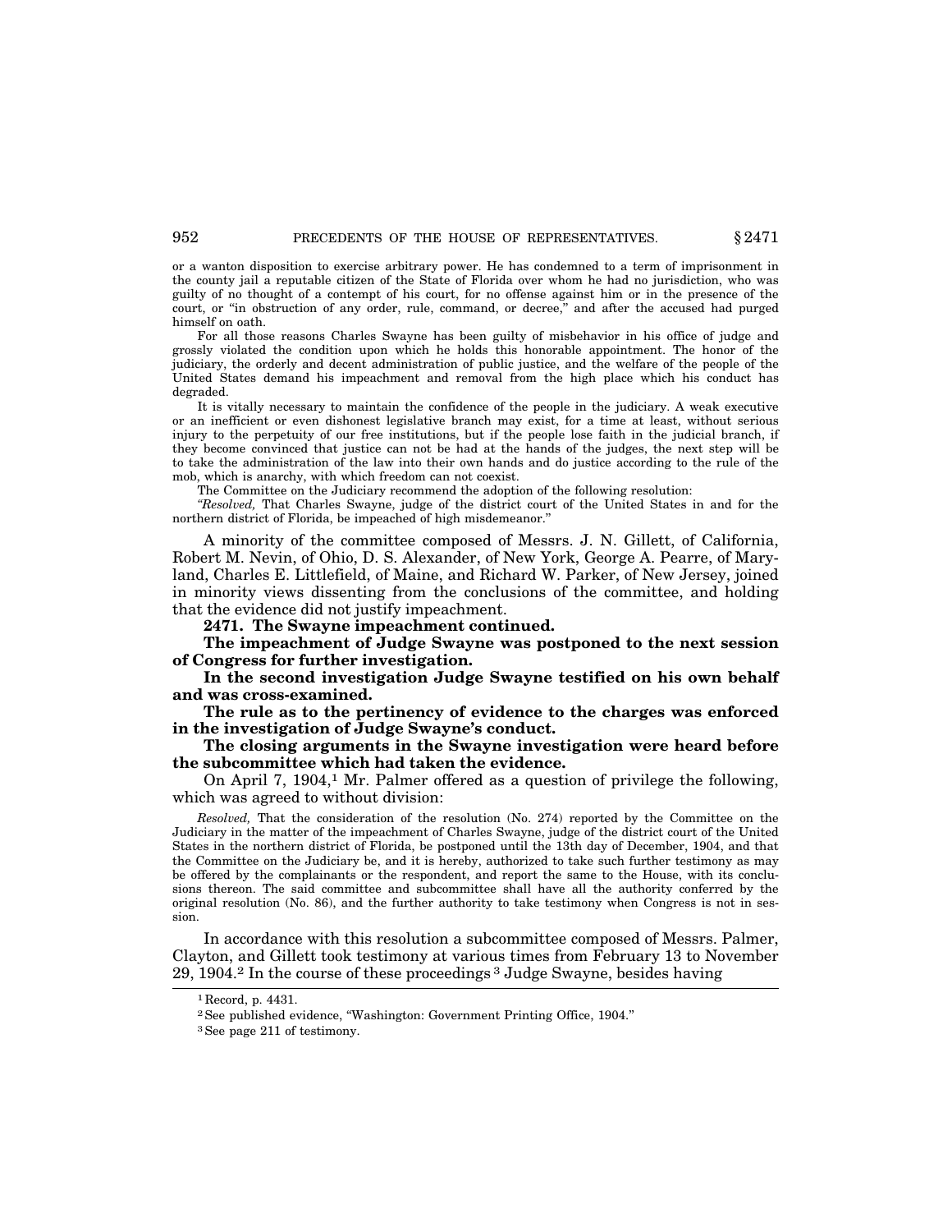or a wanton disposition to exercise arbitrary power. He has condemned to a term of imprisonment in the county jail a reputable citizen of the State of Florida over whom he had no jurisdiction, who was guilty of no thought of a contempt of his court, for no offense against him or in the presence of the court, or "in obstruction of any order, rule, command, or decree," and after the accused had purged himself on oath.

For all those reasons Charles Swayne has been guilty of misbehavior in his office of judge and grossly violated the condition upon which he holds this honorable appointment. The honor of the judiciary, the orderly and decent administration of public justice, and the welfare of the people of the United States demand his impeachment and removal from the high place which his conduct has degraded.

It is vitally necessary to maintain the confidence of the people in the judiciary. A weak executive or an inefficient or even dishonest legislative branch may exist, for a time at least, without serious injury to the perpetuity of our free institutions, but if the people lose faith in the judicial branch, if they become convinced that justice can not be had at the hands of the judges, the next step will be to take the administration of the law into their own hands and do justice according to the rule of the mob, which is anarchy, with which freedom can not coexist.

The Committee on the Judiciary recommend the adoption of the following resolution:

"*Resolved,* That Charles Swayne, judge of the district court of the United States in and for the northern district of Florida, be impeached of high misdemeanor."

A minority of the committee composed of Messrs. J. N. Gillett, of California, Robert M. Nevin, of Ohio, D. S. Alexander, of New York, George A. Pearre, of Maryland, Charles E. Littlefield, of Maine, and Richard W. Parker, of New Jersey, joined in minority views dissenting from the conclusions of the committee, and holding that the evidence did not justify impeachment.

**2471. The Swayne impeachment continued.**

**The impeachment of Judge Swayne was postponed to the next session of Congress for further investigation.**

**In the second investigation Judge Swayne testified on his own behalf and was cross-examined.**

**The rule as to the pertinency of evidence to the charges was enforced in the investigation of Judge Swayne's conduct.**

**The closing arguments in the Swayne investigation were heard before the subcommittee which had taken the evidence.**

On April 7, 1904,[1] Mr. Palmer offered as a question of privilege the following, which was agreed to without division:

*Resolved,* That the consideration of the resolution (No. 274) reported by the Committee on the Judiciary in the matter of the impeachment of Charles Swayne, judge of the district court of the United States in the northern district of Florida, be postponed until the 13th day of December, 1904, and that the Committee on the Judiciary be, and it is hereby, authorized to take such further testimony as may be offered by the complainants or the respondent, and report the same to the House, with its conclusions thereon. The said committee and subcommittee shall have all the authority conferred by the original resolution (No. 86), and the further authority to take testimony when Congress is not in session.

In accordance with this resolution a subcommittee composed of Messrs. Palmer, Clayton, and Gillett took testimony at various times from February 13 to November 29, 1904.[2] In the course of these proceedings[3] Judge Swayne, besides having

[1] Record, p. 4431.

[2] See published evidence, "Washington: Government Printing Office, 1904."

[3] See page 211 of testimony.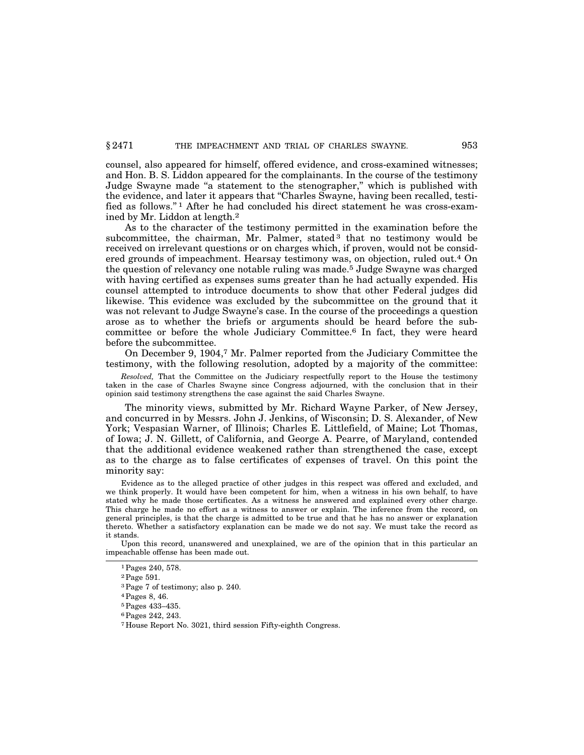counsel, also appeared for himself, offered evidence, and cross-examined witnesses; and Hon. B. S. Liddon appeared for the complainants. In the course of the testimony Judge Swayne made "a statement to the stenographer," which is published with the evidence, and later it appears that "Charles Swayne, having been recalled, testified as follows." [1] After he had concluded his direct statement he was cross-examined by Mr. Liddon at length.[2]

As to the character of the testimony permitted in the examination before the subcommittee, the chairman, Mr. Palmer, stated [3] that no testimony would be received on irrelevant questions or on charges which, if proven, would not be considered grounds of impeachment. Hearsay testimony was, on objection, ruled out.[4] On the question of relevancy one notable ruling was made.[5] Judge Swayne was charged with having certified as expenses sums greater than he had actually expended. His counsel attempted to introduce documents to show that other Federal judges did likewise. This evidence was excluded by the subcommittee on the ground that it was not relevant to Judge Swayne's case. In the course of the proceedings a question arose as to whether the briefs or arguments should be heard before the subcommittee or before the whole Judiciary Committee.[6] In fact, they were heard before the subcommittee.

On December 9, 1904,[7] Mr. Palmer reported from the Judiciary Committee the testimony, with the following resolution, adopted by a majority of the committee:

> *Resolved,* That the Committee on the Judiciary respectfully report to the House the testimony taken in the case of Charles Swayne since Congress adjourned, with the conclusion that in their opinion said testimony strengthens the case against the said Charles Swayne.

The minority views, submitted by Mr. Richard Wayne Parker, of New Jersey, and concurred in by Messrs. John J. Jenkins, of Wisconsin; D. S. Alexander, of New York; Vespasian Warner, of Illinois; Charles E. Littlefield, of Maine; Lot Thomas, of Iowa; J. N. Gillett, of California, and George A. Pearre, of Maryland, contended that the additional evidence weakened rather than strengthened the case, except as to the charge as to false certificates of expenses of travel. On this point the minority say:

> Evidence as to the alleged practice of other judges in this respect was offered and excluded, and we think properly. It would have been competent for him, when a witness in his own behalf, to have stated why he made those certificates. As a witness he answered and explained every other charge. This charge he made no effort as a witness to answer or explain. The inference from the record, on general principles, is that the charge is admitted to be true and that he has no answer or explanation thereto. Whether a satisfactory explanation can be made we do not say. We must take the record as it stands.
>
> Upon this record, unanswered and unexplained, we are of the opinion that in this particular an impeachable offense has been made out.

---

[1] Pages 240, 578.

[2] Page 591.

[3] Page 7 of testimony; also p. 240.

[4] Pages 8, 46.

[5] Pages 433–435.

[6] Pages 242, 243.

[7] House Report No. 3021, third session Fifty-eighth Congress.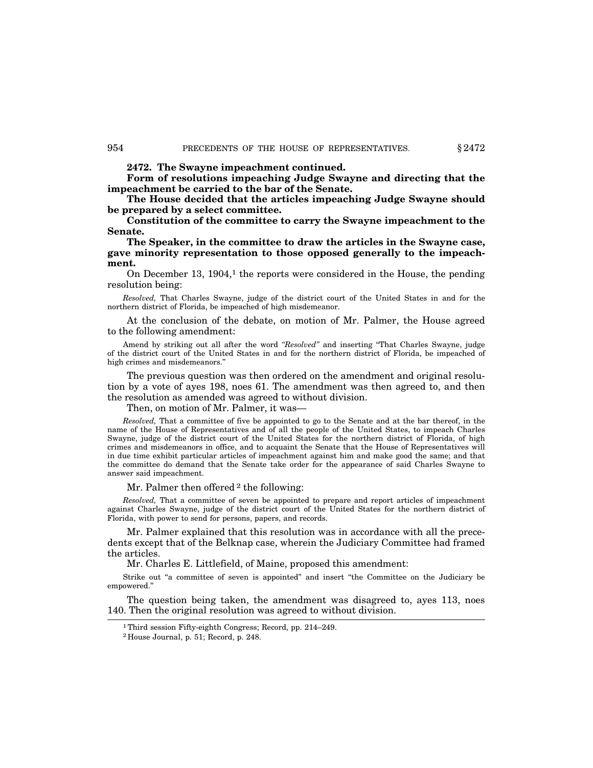**2472. The Swayne impeachment continued.**

**Form of resolutions impeaching Judge Swayne and directing that the impeachment be carried to the bar of the Senate.**

**The House decided that the articles impeaching Judge Swayne should be prepared by a select committee.**

**Constitution of the committee to carry the Swayne impeachment to the Senate.**

**The Speaker, in the committee to draw the articles in the Swayne case, gave minority representation to those opposed generally to the impeachment.**

On December 13, 1904,[1] the reports were considered in the House, the pending resolution being:

*Resolved,* That Charles Swayne, judge of the district court of the United States in and for the northern district of Florida, be impeached of high misdemeanor.

At the conclusion of the debate, on motion of Mr. Palmer, the House agreed to the following amendment:

Amend by striking out all after the word *"Resolved"* and inserting "That Charles Swayne, judge of the district court of the United States in and for the northern district of Florida, be impeached of high crimes and misdemeanors."

The previous question was then ordered on the amendment and original resolution by a vote of ayes 198, noes 61. The amendment was then agreed to, and then the resolution as amended was agreed to without division.

Then, on motion of Mr. Palmer, it was—

*Resolved,* That a committee of five be appointed to go to the Senate and at the bar thereof, in the name of the House of Representatives and of all the people of the United States, to impeach Charles Swayne, judge of the district court of the United States for the northern district of Florida, of high crimes and misdemeanors in office, and to acquaint the Senate that the House of Representatives will in due time exhibit particular articles of impeachment against him and make good the same; and that the committee do demand that the Senate take order for the appearance of said Charles Swayne to answer said impeachment.

Mr. Palmer then offered[2] the following:

*Resolved,* That a committee of seven be appointed to prepare and report articles of impeachment against Charles Swayne, judge of the district court of the United States for the northern district of Florida, with power to send for persons, papers, and records.

Mr. Palmer explained that this resolution was in accordance with all the precedents except that of the Belknap case, wherein the Judiciary Committee had framed the articles.

Mr. Charles E. Littlefield, of Maine, proposed this amendment:

Strike out "a committee of seven is appointed" and insert "the Committee on the Judiciary be empowered."

The question being taken, the amendment was disagreed to, ayes 113, noes 140. Then the original resolution was agreed to without division.

---

[1] Third session Fifty-eighth Congress; Record, pp. 214–249.

[2] House Journal, p. 51; Record, p. 248.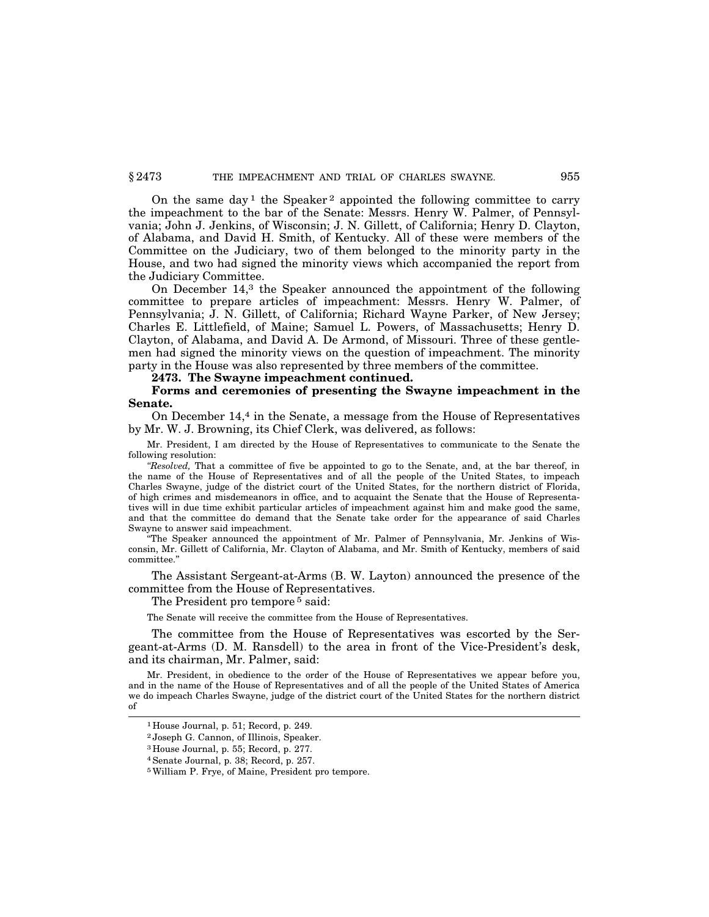On the same day[1] the Speaker[2] appointed the following committee to carry the impeachment to the bar of the Senate: Messrs. Henry W. Palmer, of Pennsylvania; John J. Jenkins, of Wisconsin; J. N. Gillett, of California; Henry D. Clayton, of Alabama, and David H. Smith, of Kentucky. All of these were members of the Committee on the Judiciary, two of them belonged to the minority party in the House, and two had signed the minority views which accompanied the report from the Judiciary Committee.

On December 14,[3] the Speaker announced the appointment of the following committee to prepare articles of impeachment: Messrs. Henry W. Palmer, of Pennsylvania; J. N. Gillett, of California; Richard Wayne Parker, of New Jersey; Charles E. Littlefield, of Maine; Samuel L. Powers, of Massachusetts; Henry D. Clayton, of Alabama, and David A. De Armond, of Missouri. Three of these gentlemen had signed the minority views on the question of impeachment. The minority party in the House was also represented by three members of the committee.

**2473. The Swayne impeachment continued.**

**Forms and ceremonies of presenting the Swayne impeachment in the Senate.**

On December 14,[4] in the Senate, a message from the House of Representatives by Mr. W. J. Browning, its Chief Clerk, was delivered, as follows:

Mr. President, I am directed by the House of Representatives to communicate to the Senate the following resolution:

"*Resolved,* That a committee of five be appointed to go to the Senate, and, at the bar thereof, in the name of the House of Representatives and of all the people of the United States, to impeach Charles Swayne, judge of the district court of the United States, for the northern district of Florida, of high crimes and misdemeanors in office, and to acquaint the Senate that the House of Representatives will in due time exhibit particular articles of impeachment against him and make good the same, and that the committee do demand that the Senate take order for the appearance of said Charles Swayne to answer said impeachment.

"The Speaker announced the appointment of Mr. Palmer of Pennsylvania, Mr. Jenkins of Wisconsin, Mr. Gillett of California, Mr. Clayton of Alabama, and Mr. Smith of Kentucky, members of said committee."

The Assistant Sergeant-at-Arms (B. W. Layton) announced the presence of the committee from the House of Representatives.

The President pro tempore[5] said:

The Senate will receive the committee from the House of Representatives.

The committee from the House of Representatives was escorted by the Sergeant-at-Arms (D. M. Ransdell) to the area in front of the Vice-President's desk, and its chairman, Mr. Palmer, said:

Mr. President, in obedience to the order of the House of Representatives we appear before you, and in the name of the House of Representatives and of all the people of the United States of America we do impeach Charles Swayne, judge of the district court of the United States for the northern district of

---

[1] House Journal, p. 51; Record, p. 249.

[2] Joseph G. Cannon, of Illinois, Speaker.

[3] House Journal, p. 55; Record, p. 277.

[4] Senate Journal, p. 38; Record, p. 257.

[5] William P. Frye, of Maine, President pro tempore.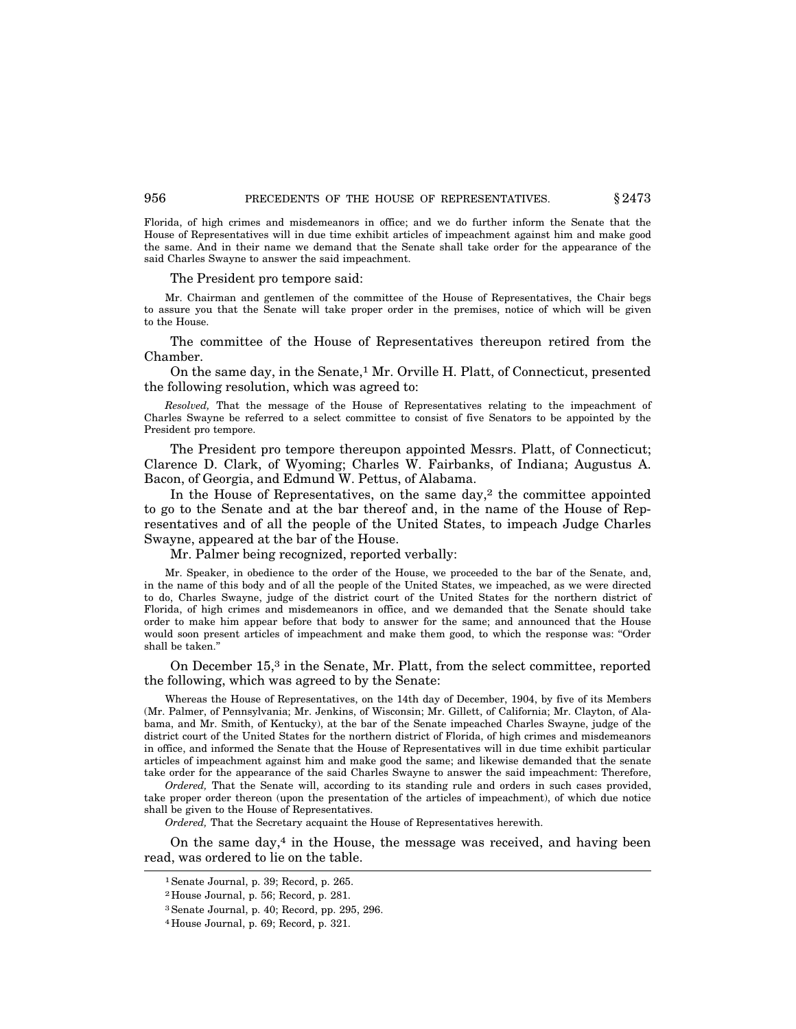Florida, of high crimes and misdemeanors in office; and we do further inform the Senate that the House of Representatives will in due time exhibit articles of impeachment against him and make good the same. And in their name we demand that the Senate shall take order for the appearance of the said Charles Swayne to answer the said impeachment.

The President pro tempore said:

Mr. Chairman and gentlemen of the committee of the House of Representatives, the Chair begs to assure you that the Senate will take proper order in the premises, notice of which will be given to the House.

The committee of the House of Representatives thereupon retired from the Chamber.

On the same day, in the Senate,[1] Mr. Orville H. Platt, of Connecticut, presented the following resolution, which was agreed to:

*Resolved,* That the message of the House of Representatives relating to the impeachment of Charles Swayne be referred to a select committee to consist of five Senators to be appointed by the President pro tempore.

The President pro tempore thereupon appointed Messrs. Platt, of Connecticut; Clarence D. Clark, of Wyoming; Charles W. Fairbanks, of Indiana; Augustus A. Bacon, of Georgia, and Edmund W. Pettus, of Alabama.

In the House of Representatives, on the same day,[2] the committee appointed to go to the Senate and at the bar thereof and, in the name of the House of Representatives and of all the people of the United States, to impeach Judge Charles Swayne, appeared at the bar of the House.

Mr. Palmer being recognized, reported verbally:

Mr. Speaker, in obedience to the order of the House, we proceeded to the bar of the Senate, and, in the name of this body and of all the people of the United States, we impeached, as we were directed to do, Charles Swayne, judge of the district court of the United States for the northern district of Florida, of high crimes and misdemeanors in office, and we demanded that the Senate should take order to make him appear before that body to answer for the same; and announced that the House would soon present articles of impeachment and make them good, to which the response was: "Order shall be taken."

On December 15,[3] in the Senate, Mr. Platt, from the select committee, reported the following, which was agreed to by the Senate:

Whereas the House of Representatives, on the 14th day of December, 1904, by five of its Members (Mr. Palmer, of Pennsylvania; Mr. Jenkins, of Wisconsin; Mr. Gillett, of California; Mr. Clayton, of Alabama, and Mr. Smith, of Kentucky), at the bar of the Senate impeached Charles Swayne, judge of the district court of the United States for the northern district of Florida, of high crimes and misdemeanors in office, and informed the Senate that the House of Representatives will in due time exhibit particular articles of impeachment against him and make good the same; and likewise demanded that the senate take order for the appearance of the said Charles Swayne to answer the said impeachment: Therefore,

*Ordered,* That the Senate will, according to its standing rule and orders in such cases provided, take proper order thereon (upon the presentation of the articles of impeachment), of which due notice shall be given to the House of Representatives.

*Ordered,* That the Secretary acquaint the House of Representatives herewith.

On the same day,[4] in the House, the message was received, and having been read, was ordered to lie on the table.

---

[1] Senate Journal, p. 39; Record, p. 265.

[2] House Journal, p. 56; Record, p. 281.

[3] Senate Journal, p. 40; Record, pp. 295, 296.

[4] House Journal, p. 69; Record, p. 321.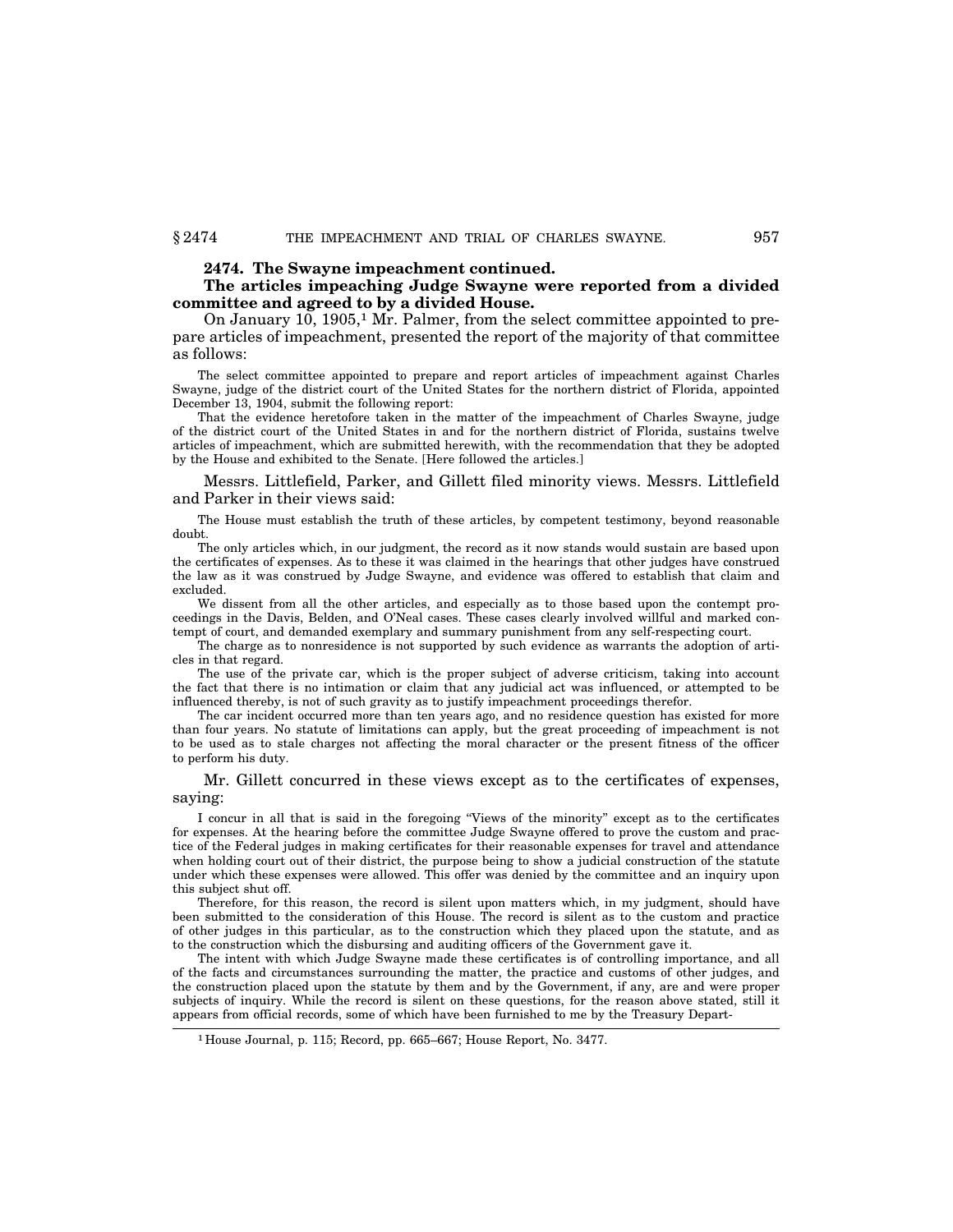**2474. The Swayne impeachment continued.**

**The articles impeaching Judge Swayne were reported from a divided committee and agreed to by a divided House.**

On January 10, 1905,[1] Mr. Palmer, from the select committee appointed to prepare articles of impeachment, presented the report of the majority of that committee as follows:

The select committee appointed to prepare and report articles of impeachment against Charles Swayne, judge of the district court of the United States for the northern district of Florida, appointed December 13, 1904, submit the following report:

That the evidence heretofore taken in the matter of the impeachment of Charles Swayne, judge of the district court of the United States in and for the northern district of Florida, sustains twelve articles of impeachment, which are submitted herewith, with the recommendation that they be adopted by the House and exhibited to the Senate. [Here followed the articles.]

Messrs. Littlefield, Parker, and Gillett filed minority views. Messrs. Littlefield and Parker in their views said:

The House must establish the truth of these articles, by competent testimony, beyond reasonable doubt.

The only articles which, in our judgment, the record as it now stands would sustain are based upon the certificates of expenses. As to these it was claimed in the hearings that other judges have construed the law as it was construed by Judge Swayne, and evidence was offered to establish that claim and excluded.

We dissent from all the other articles, and especially as to those based upon the contempt proceedings in the Davis, Belden, and O'Neal cases. These cases clearly involved willful and marked contempt of court, and demanded exemplary and summary punishment from any self-respecting court.

The charge as to nonresidence is not supported by such evidence as warrants the adoption of articles in that regard.

The use of the private car, which is the proper subject of adverse criticism, taking into account the fact that there is no intimation or claim that any judicial act was influenced, or attempted to be influenced thereby, is not of such gravity as to justify impeachment proceedings therefor.

The car incident occurred more than ten years ago, and no residence question has existed for more than four years. No statute of limitations can apply, but the great proceeding of impeachment is not to be used as to stale charges not affecting the moral character or the present fitness of the officer to perform his duty.

Mr. Gillett concurred in these views except as to the certificates of expenses, saying:

I concur in all that is said in the foregoing "Views of the minority" except as to the certificates for expenses. At the hearing before the committee Judge Swayne offered to prove the custom and practice of the Federal judges in making certificates for their reasonable expenses for travel and attendance when holding court out of their district, the purpose being to show a judicial construction of the statute under which these expenses were allowed. This offer was denied by the committee and an inquiry upon this subject shut off.

Therefore, for this reason, the record is silent upon matters which, in my judgment, should have been submitted to the consideration of this House. The record is silent as to the custom and practice of other judges in this particular, as to the construction which they placed upon the statute, and as to the construction which the disbursing and auditing officers of the Government gave it.

The intent with which Judge Swayne made these certificates is of controlling importance, and all of the facts and circumstances surrounding the matter, the practice and customs of other judges, and the construction placed upon the statute by them and by the Government, if any, are and were proper subjects of inquiry. While the record is silent on these questions, for the reason above stated, still it appears from official records, some of which have been furnished to me by the Treasury Depart-

[1] House Journal, p. 115; Record, pp. 665–667; House Report, No. 3477.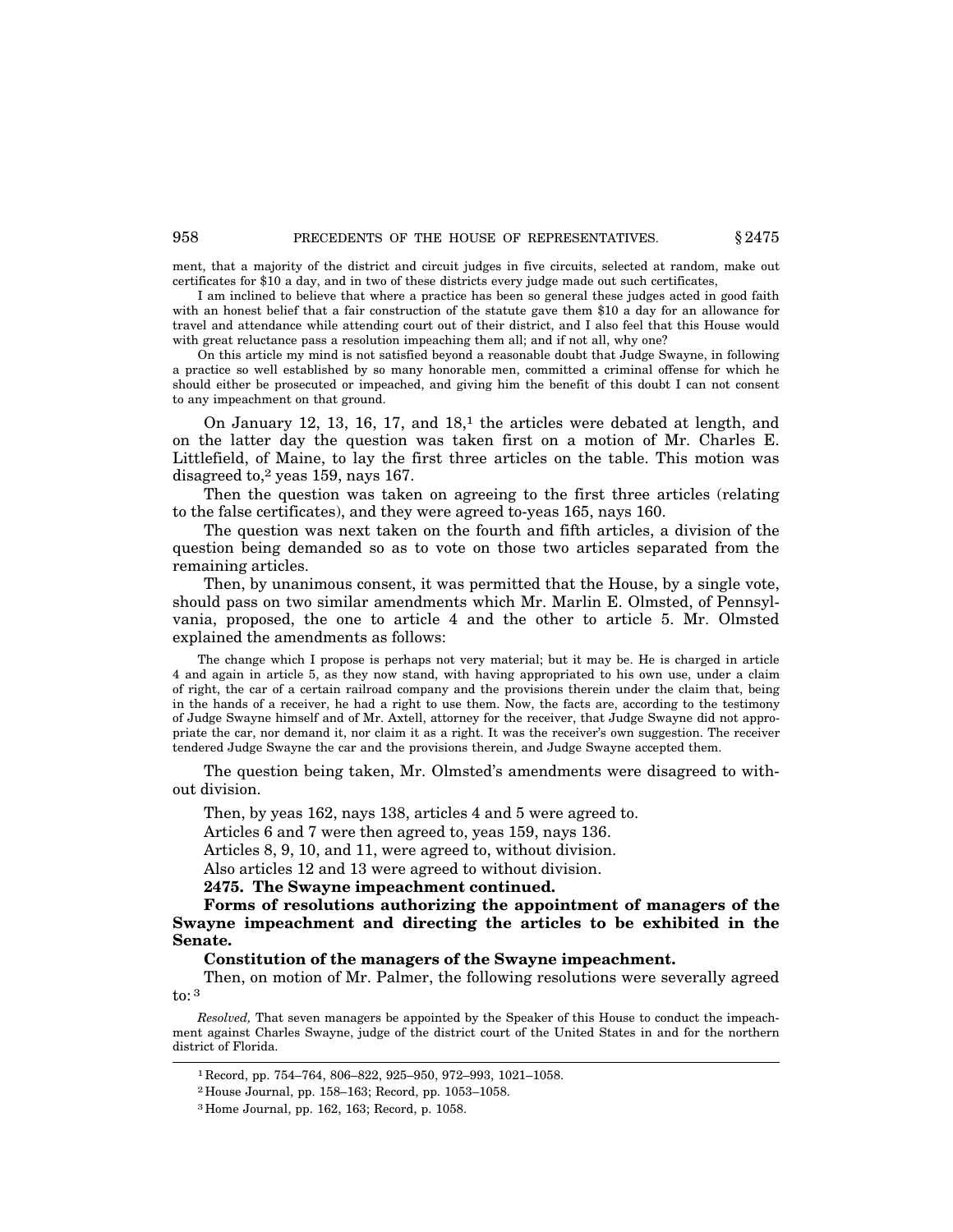ment, that a majority of the district and circuit judges in five circuits, selected at random, make out certificates for $10 a day, and in two of these districts every judge made out such certificates,

I am inclined to believe that where a practice has been so general these judges acted in good faith with an honest belief that a fair construction of the statute gave them $10 a day for an allowance for travel and attendance while attending court out of their district, and I also feel that this House would with great reluctance pass a resolution impeaching them all; and if not all, why one?

On this article my mind is not satisfied beyond a reasonable doubt that Judge Swayne, in following a practice so well established by so many honorable men, committed a criminal offense for which he should either be prosecuted or impeached, and giving him the benefit of this doubt I can not consent to any impeachment on that ground.

On January 12, 13, 16, 17, and 18,[1] the articles were debated at length, and on the latter day the question was taken first on a motion of Mr. Charles E. Littlefield, of Maine, to lay the first three articles on the table. This motion was disagreed to,[2] yeas 159, nays 167.

Then the question was taken on agreeing to the first three articles (relating to the false certificates), and they were agreed to-yeas 165, nays 160.

The question was next taken on the fourth and fifth articles, a division of the question being demanded so as to vote on those two articles separated from the remaining articles.

Then, by unanimous consent, it was permitted that the House, by a single vote, should pass on two similar amendments which Mr. Marlin E. Olmsted, of Pennsylvania, proposed, the one to article 4 and the other to article 5. Mr. Olmsted explained the amendments as follows:

The change which I propose is perhaps not very material; but it may be. He is charged in article 4 and again in article 5, as they now stand, with having appropriated to his own use, under a claim of right, the car of a certain railroad company and the provisions therein under the claim that, being in the hands of a receiver, he had a right to use them. Now, the facts are, according to the testimony of Judge Swayne himself and of Mr. Axtell, attorney for the receiver, that Judge Swayne did not appropriate the car, nor demand it, nor claim it as a right. It was the receiver's own suggestion. The receiver tendered Judge Swayne the car and the provisions therein, and Judge Swayne accepted them.

The question being taken, Mr. Olmsted's amendments were disagreed to without division.

Then, by yeas 162, nays 138, articles 4 and 5 were agreed to.

Articles 6 and 7 were then agreed to, yeas 159, nays 136.

Articles 8, 9, 10, and 11, were agreed to, without division.

Also articles 12 and 13 were agreed to without division.

**2475. The Swayne impeachment continued.**

**Forms of resolutions authorizing the appointment of managers of the Swayne impeachment and directing the articles to be exhibited in the Senate.**

**Constitution of the managers of the Swayne impeachment.**

Then, on motion of Mr. Palmer, the following resolutions were severally agreed to:[3]

*Resolved,* That seven managers be appointed by the Speaker of this House to conduct the impeachment against Charles Swayne, judge of the district court of the United States in and for the northern district of Florida.

---

[1] Record, pp. 754–764, 806–822, 925–950, 972–993, 1021–1058.

[2] House Journal, pp. 158–163; Record, pp. 1053–1058.

[3] Home Journal, pp. 162, 163; Record, p. 1058.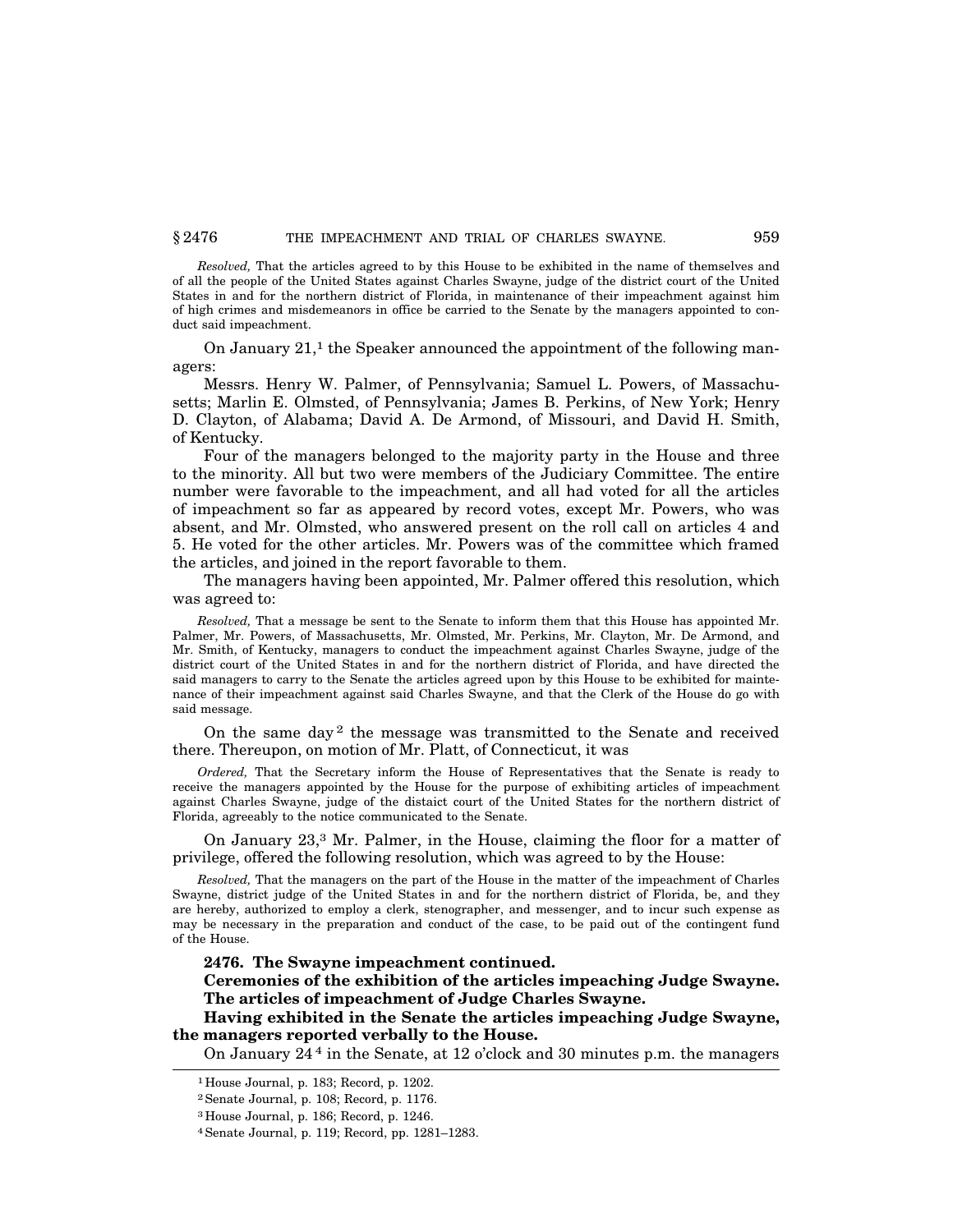*Resolved,* That the articles agreed to by this House to be exhibited in the name of themselves and of all the people of the United States against Charles Swayne, judge of the district court of the United States in and for the northern district of Florida, in maintenance of their impeachment against him of high crimes and misdemeanors in office be carried to the Senate by the managers appointed to conduct said impeachment.

On January 21,[1] the Speaker announced the appointment of the following managers:

Messrs. Henry W. Palmer, of Pennsylvania; Samuel L. Powers, of Massachusetts; Marlin E. Olmsted, of Pennsylvania; James B. Perkins, of New York; Henry D. Clayton, of Alabama; David A. De Armond, of Missouri, and David H. Smith, of Kentucky.

Four of the managers belonged to the majority party in the House and three to the minority. All but two were members of the Judiciary Committee. The entire number were favorable to the impeachment, and all had voted for all the articles of impeachment so far as appeared by record votes, except Mr. Powers, who was absent, and Mr. Olmsted, who answered present on the roll call on articles 4 and 5. He voted for the other articles. Mr. Powers was of the committee which framed the articles, and joined in the report favorable to them.

The managers having been appointed, Mr. Palmer offered this resolution, which was agreed to:

*Resolved,* That a message be sent to the Senate to inform them that this House has appointed Mr. Palmer, Mr. Powers, of Massachusetts, Mr. Olmsted, Mr. Perkins, Mr. Clayton, Mr. De Armond, and Mr. Smith, of Kentucky, managers to conduct the impeachment against Charles Swayne, judge of the district court of the United States in and for the northern district of Florida, and have directed the said managers to carry to the Senate the articles agreed upon by this House to be exhibited for maintenance of their impeachment against said Charles Swayne, and that the Clerk of the House do go with said message.

On the same day[2] the message was transmitted to the Senate and received there. Thereupon, on motion of Mr. Platt, of Connecticut, it was

*Ordered,* That the Secretary inform the House of Representatives that the Senate is ready to receive the managers appointed by the House for the purpose of exhibiting articles of impeachment against Charles Swayne, judge of the distaict court of the United States for the northern district of Florida, agreeably to the notice communicated to the Senate.

On January 23,[3] Mr. Palmer, in the House, claiming the floor for a matter of privilege, offered the following resolution, which was agreed to by the House:

*Resolved,* That the managers on the part of the House in the matter of the impeachment of Charles Swayne, district judge of the United States in and for the northern district of Florida, be, and they are hereby, authorized to employ a clerk, stenographer, and messenger, and to incur such expense as may be necessary in the preparation and conduct of the case, to be paid out of the contingent fund of the House.

**2476. The Swayne impeachment continued.**

**Ceremonies of the exhibition of the articles impeaching Judge Swayne.**

**The articles of impeachment of Judge Charles Swayne.**

**Having exhibited in the Senate the articles impeaching Judge Swayne, the managers reported verbally to the House.**

On January 24[4] in the Senate, at 12 o'clock and 30 minutes p.m. the managers

[1] House Journal, p. 183; Record, p. 1202.

[2] Senate Journal, p. 108; Record, p. 1176.

[3] House Journal, p. 186; Record, p. 1246.

[4] Senate Journal, p. 119; Record, pp. 1281–1283.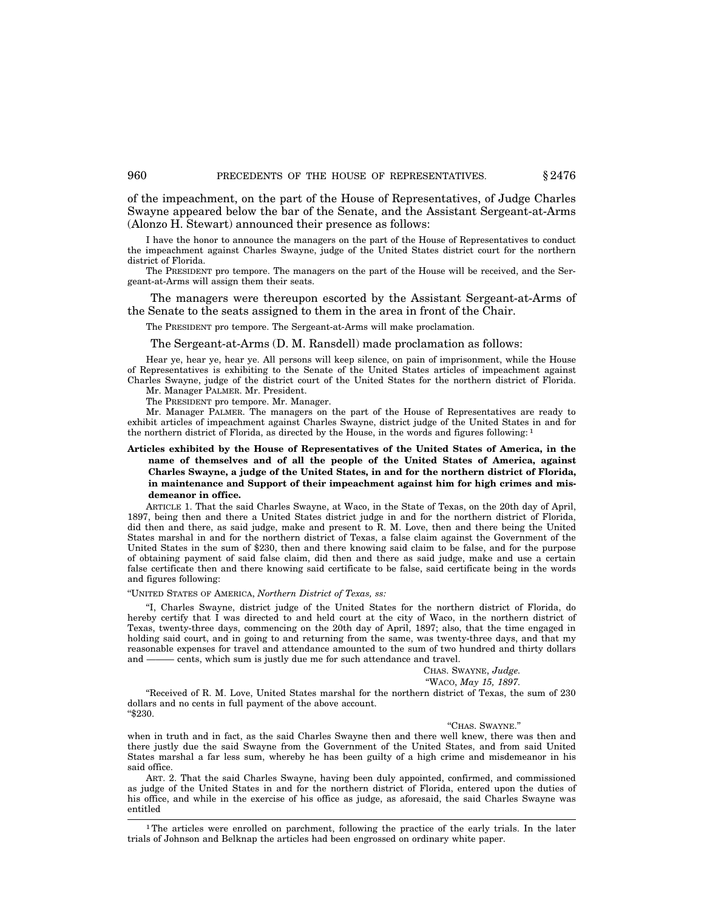of the impeachment, on the part of the House of Representatives, of Judge Charles Swayne appeared below the bar of the Senate, and the Assistant Sergeant-at-Arms (Alonzo H. Stewart) announced their presence as follows:

I have the honor to announce the managers on the part of the House of Representatives to conduct the impeachment against Charles Swayne, judge of the United States district court for the northern district of Florida.

The PRESIDENT pro tempore. The managers on the part of the House will be received, and the Sergeant-at-Arms will assign them their seats.

The managers were thereupon escorted by the Assistant Sergeant-at-Arms of the Senate to the seats assigned to them in the area in front of the Chair.

The PRESIDENT pro tempore. The Sergeant-at-Arms will make proclamation.

The Sergeant-at-Arms (D. M. Ransdell) made proclamation as follows:

Hear ye, hear ye, hear ye. All persons will keep silence, on pain of imprisonment, while the House of Representatives is exhibiting to the Senate of the United States articles of impeachment against Charles Swayne, judge of the district court of the United States for the northern district of Florida.

Mr. Manager PALMER. Mr. President.

The PRESIDENT pro tempore. Mr. Manager.

Mr. Manager PALMER. The managers on the part of the House of Representatives are ready to exhibit articles of impeachment against Charles Swayne, district judge of the United States in and for the northern district of Florida, as directed by the House, in the words and figures following: [1]

**Articles exhibited by the House of Representatives of the United States of America, in the name of themselves and of all the people of the United States of America, against Charles Swayne, a judge of the United States, in and for the northern district of Florida, in maintenance and Support of their impeachment against him for high crimes and misdemeanor in office.**

ARTICLE 1. That the said Charles Swayne, at Waco, in the State of Texas, on the 20th day of April, 1897, being then and there a United States district judge in and for the northern district of Florida, did then and there, as said judge, make and present to R. M. Love, then and there being the United States marshal in and for the northern district of Texas, a false claim against the Government of the United States in the sum of $230, then and there knowing said claim to be false, and for the purpose of obtaining payment of said false claim, did then and there as said judge, make and use a certain false certificate then and there knowing said certificate to be false, said certificate being in the words and figures following:

"UNITED STATES OF AMERICA, *Northern District of Texas, ss:*

"I, Charles Swayne, district judge of the United States for the northern district of Florida, do hereby certify that I was directed to and held court at the city of Waco, in the northern district of Texas, twenty-three days, commencing on the 20th day of April, 1897; also, that the time engaged in holding said court, and in going to and returning from the same, was twenty-three days, and that my reasonable expenses for travel and attendance amounted to the sum of two hundred and thirty dollars and ——— cents, which sum is justly due me for such attendance and travel.

CHAS. SWAYNE, *Judge.*

"WACO, *May 15, 1897.*

"Received of R. M. Love, United States marshal for the northern district of Texas, the sum of 230 dollars and no cents in full payment of the above account.

"$230.

"CHAS. SWAYNE."

when in truth and in fact, as the said Charles Swayne then and there well knew, there was then and there justly due the said Swayne from the Government of the United States, and from said United States marshal a far less sum, whereby he has been guilty of a high crime and misdemeanor in his said office.

ART. 2. That the said Charles Swayne, having been duly appointed, confirmed, and commissioned as judge of the United States in and for the northern district of Florida, entered upon the duties of his office, and while in the exercise of his office as judge, as aforesaid, the said Charles Swayne was entitled

[1] The articles were enrolled on parchment, following the practice of the early trials. In the later trials of Johnson and Belknap the articles had been engrossed on ordinary white paper.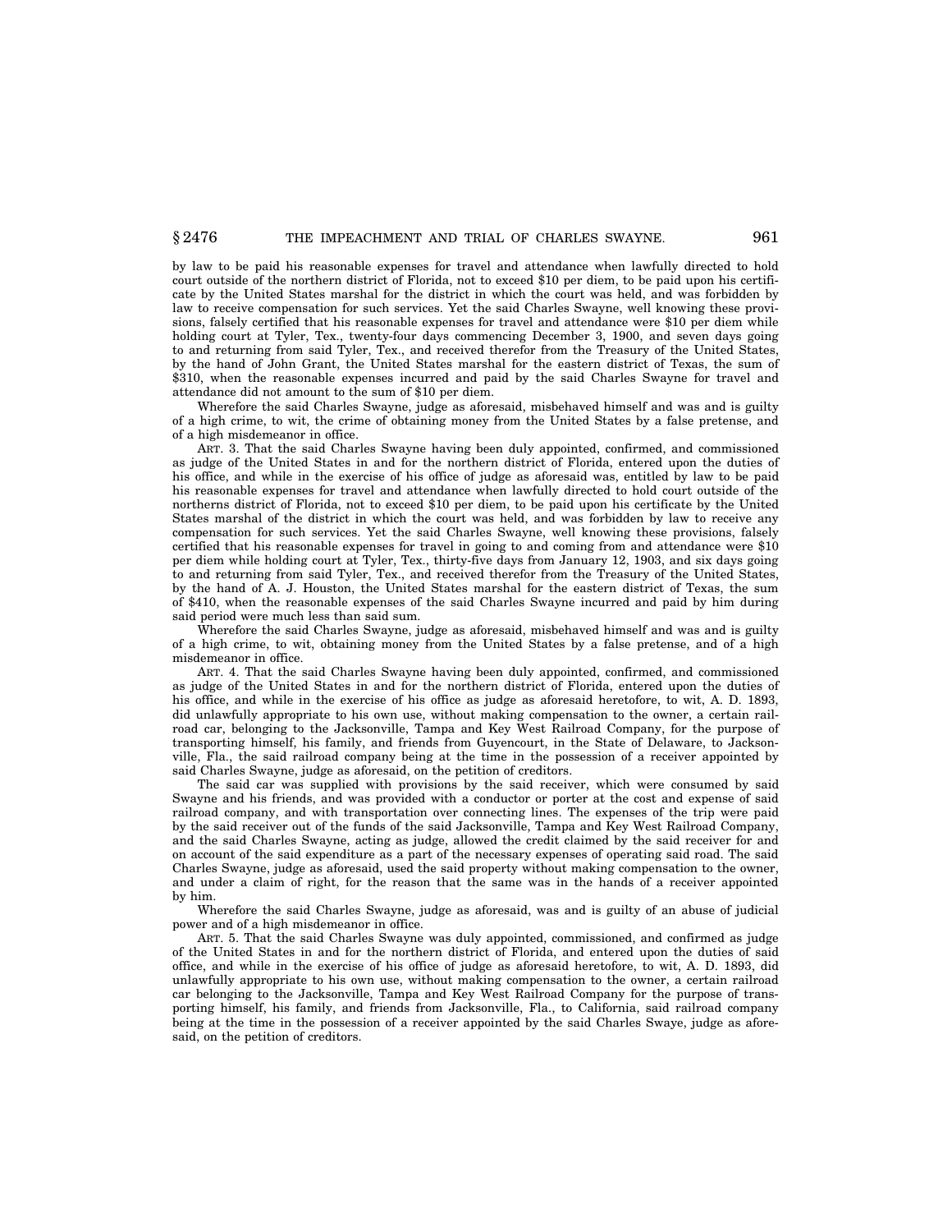by law to be paid his reasonable expenses for travel and attendance when lawfully directed to hold court outside of the northern district of Florida, not to exceed $10 per diem, to be paid upon his certificate by the United States marshal for the district in which the court was held, and was forbidden by law to receive compensation for such services. Yet the said Charles Swayne, well knowing these provisions, falsely certified that his reasonable expenses for travel and attendance were $10 per diem while holding court at Tyler, Tex., twenty-four days commencing December 3, 1900, and seven days going to and returning from said Tyler, Tex., and received therefor from the Treasury of the United States, by the hand of John Grant, the United States marshal for the eastern district of Texas, the sum of $310, when the reasonable expenses incurred and paid by the said Charles Swayne for travel and attendance did not amount to the sum of $10 per diem.

Wherefore the said Charles Swayne, judge as aforesaid, misbehaved himself and was and is guilty of a high crime, to wit, the crime of obtaining money from the United States by a false pretense, and of a high misdemeanor in office.

ART. 3. That the said Charles Swayne having been duly appointed, confirmed, and commissioned as judge of the United States in and for the northern district of Florida, entered upon the duties of his office, and while in the exercise of his office of judge as aforesaid was, entitled by law to be paid his reasonable expenses for travel and attendance when lawfully directed to hold court outside of the northerns district of Florida, not to exceed $10 per diem, to be paid upon his certificate by the United States marshal of the district in which the court was held, and was forbidden by law to receive any compensation for such services. Yet the said Charles Swayne, well knowing these provisions, falsely certified that his reasonable expenses for travel in going to and coming from and attendance were $10 per diem while holding court at Tyler, Tex., thirty-five days from January 12, 1903, and six days going to and returning from said Tyler, Tex., and received therefor from the Treasury of the United States, by the hand of A. J. Houston, the United States marshal for the eastern district of Texas, the sum of $410, when the reasonable expenses of the said Charles Swayne incurred and paid by him during said period were much less than said sum.

Wherefore the said Charles Swayne, judge as aforesaid, misbehaved himself and was and is guilty of a high crime, to wit, obtaining money from the United States by a false pretense, and of a high misdemeanor in office.

ART. 4. That the said Charles Swayne having been duly appointed, confirmed, and commissioned as judge of the United States in and for the northern district of Florida, entered upon the duties of his office, and while in the exercise of his office as judge as aforesaid heretofore, to wit, A. D. 1893, did unlawfully appropriate to his own use, without making compensation to the owner, a certain railroad car, belonging to the Jacksonville, Tampa and Key West Railroad Company, for the purpose of transporting himself, his family, and friends from Guyencourt, in the State of Delaware, to Jacksonville, Fla., the said railroad company being at the time in the possession of a receiver appointed by said Charles Swayne, judge as aforesaid, on the petition of creditors.

The said car was supplied with provisions by the said receiver, which were consumed by said Swayne and his friends, and was provided with a conductor or porter at the cost and expense of said railroad company, and with transportation over connecting lines. The expenses of the trip were paid by the said receiver out of the funds of the said Jacksonville, Tampa and Key West Railroad Company, and the said Charles Swayne, acting as judge, allowed the credit claimed by the said receiver for and on account of the said expenditure as a part of the necessary expenses of operating said road. The said Charles Swayne, judge as aforesaid, used the said property without making compensation to the owner, and under a claim of right, for the reason that the same was in the hands of a receiver appointed by him.

Wherefore the said Charles Swayne, judge as aforesaid, was and is guilty of an abuse of judicial power and of a high misdemeanor in office.

ART. 5. That the said Charles Swayne was duly appointed, commissioned, and confirmed as judge of the United States in and for the northern district of Florida, and entered upon the duties of said office, and while in the exercise of his office of judge as aforesaid heretofore, to wit, A. D. 1893, did unlawfully appropriate to his own use, without making compensation to the owner, a certain railroad car belonging to the Jacksonville, Tampa and Key West Railroad Company for the purpose of transporting himself, his family, and friends from Jacksonville, Fla., to California, said railroad company being at the time in the possession of a receiver appointed by the said Charles Swaye, judge as aforesaid, on the petition of creditors.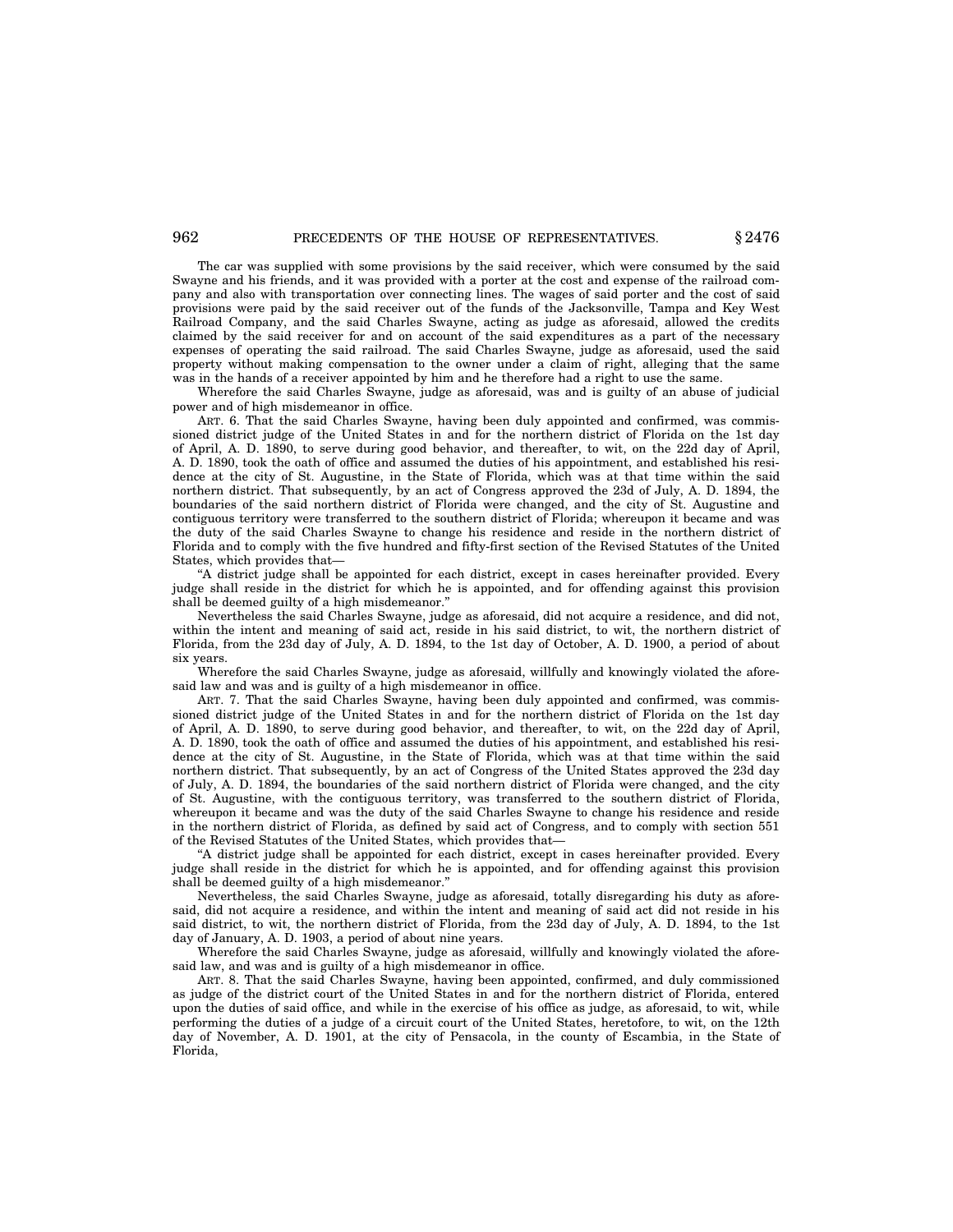The car was supplied with some provisions by the said receiver, which were consumed by the said Swayne and his friends, and it was provided with a porter at the cost and expense of the railroad company and also with transportation over connecting lines. The wages of said porter and the cost of said provisions were paid by the said receiver out of the funds of the Jacksonville, Tampa and Key West Railroad Company, and the said Charles Swayne, acting as judge as aforesaid, allowed the credits claimed by the said receiver for and on account of the said expenditures as a part of the necessary expenses of operating the said railroad. The said Charles Swayne, judge as aforesaid, used the said property without making compensation to the owner under a claim of right, alleging that the same was in the hands of a receiver appointed by him and he therefore had a right to use the same.

Wherefore the said Charles Swayne, judge as aforesaid, was and is guilty of an abuse of judicial power and of high misdemeanor in office.

ART. 6. That the said Charles Swayne, having been duly appointed and confirmed, was commissioned district judge of the United States in and for the northern district of Florida on the 1st day of April, A. D. 1890, to serve during good behavior, and thereafter, to wit, on the 22d day of April, A. D. 1890, took the oath of office and assumed the duties of his appointment, and established his residence at the city of St. Augustine, in the State of Florida, which was at that time within the said northern district. That subsequently, by an act of Congress approved the 23d of July, A. D. 1894, the boundaries of the said northern district of Florida were changed, and the city of St. Augustine and contiguous territory were transferred to the southern district of Florida; whereupon it became and was the duty of the said Charles Swayne to change his residence and reside in the northern district of Florida and to comply with the five hundred and fifty-first section of the Revised Statutes of the United States, which provides that—

"A district judge shall be appointed for each district, except in cases hereinafter provided. Every judge shall reside in the district for which he is appointed, and for offending against this provision shall be deemed guilty of a high misdemeanor."

Nevertheless the said Charles Swayne, judge as aforesaid, did not acquire a residence, and did not, within the intent and meaning of said act, reside in his said district, to wit, the northern district of Florida, from the 23d day of July, A. D. 1894, to the 1st day of October, A. D. 1900, a period of about six years.

Wherefore the said Charles Swayne, judge as aforesaid, willfully and knowingly violated the aforesaid law and was and is guilty of a high misdemeanor in office.

ART. 7. That the said Charles Swayne, having been duly appointed and confirmed, was commissioned district judge of the United States in and for the northern district of Florida on the 1st day of April, A. D. 1890, to serve during good behavior, and thereafter, to wit, on the 22d day of April, A. D. 1890, took the oath of office and assumed the duties of his appointment, and established his residence at the city of St. Augustine, in the State of Florida, which was at that time within the said northern district. That subsequently, by an act of Congress of the United States approved the 23d day of July, A. D. 1894, the boundaries of the said northern district of Florida were changed, and the city of St. Augustine, with the contiguous territory, was transferred to the southern district of Florida, whereupon it became and was the duty of the said Charles Swayne to change his residence and reside in the northern district of Florida, as defined by said act of Congress, and to comply with section 551 of the Revised Statutes of the United States, which provides that—

"A district judge shall be appointed for each district, except in cases hereinafter provided. Every judge shall reside in the district for which he is appointed, and for offending against this provision shall be deemed guilty of a high misdemeanor."

Nevertheless, the said Charles Swayne, judge as aforesaid, totally disregarding his duty as aforesaid, did not acquire a residence, and within the intent and meaning of said act did not reside in his said district, to wit, the northern district of Florida, from the 23d day of July, A. D. 1894, to the 1st day of January, A. D. 1903, a period of about nine years.

Wherefore the said Charles Swayne, judge as aforesaid, willfully and knowingly violated the aforesaid law, and was and is guilty of a high misdemeanor in office.

ART. 8. That the said Charles Swayne, having been appointed, confirmed, and duly commissioned as judge of the district court of the United States in and for the northern district of Florida, entered upon the duties of said office, and while in the exercise of his office as judge, as aforesaid, to wit, while performing the duties of a judge of a circuit court of the United States, heretofore, to wit, on the 12th day of November, A. D. 1901, at the city of Pensacola, in the county of Escambia, in the State of Florida,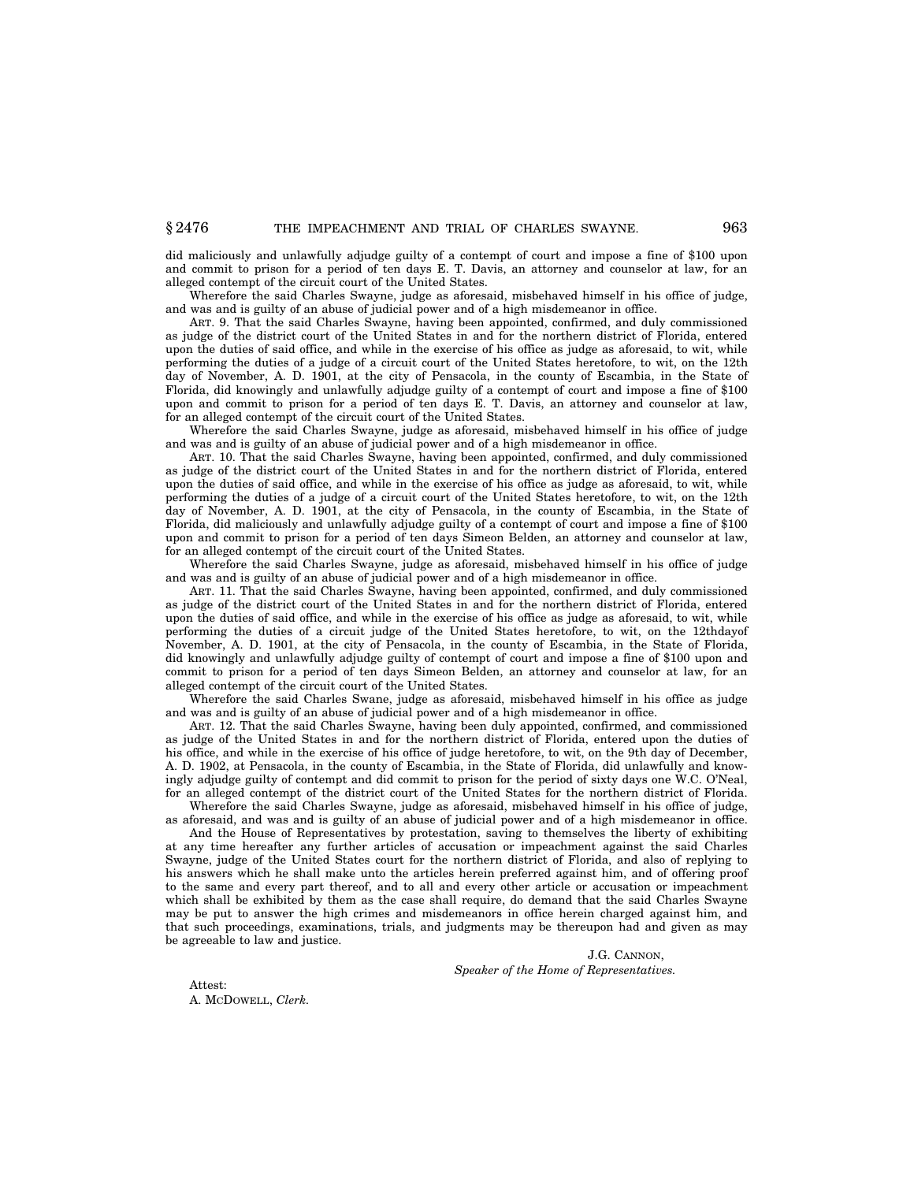did maliciously and unlawfully adjudge guilty of a contempt of court and impose a fine of $100 upon and commit to prison for a period of ten days E. T. Davis, an attorney and counselor at law, for an alleged contempt of the circuit court of the United States.

Wherefore the said Charles Swayne, judge as aforesaid, misbehaved himself in his office of judge, and was and is guilty of an abuse of judicial power and of a high misdemeanor in office.

ART. 9. That the said Charles Swayne, having been appointed, confirmed, and duly commissioned as judge of the district court of the United States in and for the northern district of Florida, entered upon the duties of said office, and while in the exercise of his office as judge as aforesaid, to wit, while performing the duties of a judge of a circuit court of the United States heretofore, to wit, on the 12th day of November, A. D. 1901, at the city of Pensacola, in the county of Escambia, in the State of Florida, did knowingly and unlawfully adjudge guilty of a contempt of court and impose a fine of $100 upon and commit to prison for a period of ten days E. T. Davis, an attorney and counselor at law, for an alleged contempt of the circuit court of the United States.

Wherefore the said Charles Swayne, judge as aforesaid, misbehaved himself in his office of judge and was and is guilty of an abuse of judicial power and of a high misdemeanor in office.

ART. 10. That the said Charles Swayne, having been appointed, confirmed, and duly commissioned as judge of the district court of the United States in and for the northern district of Florida, entered upon the duties of said office, and while in the exercise of his office as judge as aforesaid, to wit, while performing the duties of a judge of a circuit court of the United States heretofore, to wit, on the 12th day of November, A. D. 1901, at the city of Pensacola, in the county of Escambia, in the State of Florida, did maliciously and unlawfully adjudge guilty of a contempt of court and impose a fine of $100 upon and commit to prison for a period of ten days Simeon Belden, an attorney and counselor at law, for an alleged contempt of the circuit court of the United States.

Wherefore the said Charles Swayne, judge as aforesaid, misbehaved himself in his office of judge and was and is guilty of an abuse of judicial power and of a high misdemeanor in office.

ART. 11. That the said Charles Swayne, having been appointed, confirmed, and duly commissioned as judge of the district court of the United States in and for the northern district of Florida, entered upon the duties of said office, and while in the exercise of his office as judge as aforesaid, to wit, while performing the duties of a circuit judge of the United States heretofore, to wit, on the 12thdayof November, A. D. 1901, at the city of Pensacola, in the county of Escambia, in the State of Florida, did knowingly and unlawfully adjudge guilty of contempt of court and impose a fine of $100 upon and commit to prison for a period of ten days Simeon Belden, an attorney and counselor at law, for an alleged contempt of the circuit court of the United States.

Wherefore the said Charles Swane, judge as aforesaid, misbehaved himself in his office as judge and was and is guilty of an abuse of judicial power and of a high misdemeanor in office.

ART. 12. That the said Charles Swayne, having been duly appointed, confirmed, and commissioned as judge of the United States in and for the northern district of Florida, entered upon the duties of his office, and while in the exercise of his office of judge heretofore, to wit, on the 9th day of December, A. D. 1902, at Pensacola, in the county of Escambia, in the State of Florida, did unlawfully and knowingly adjudge guilty of contempt and did commit to prison for the period of sixty days one W.C. O'Neal, for an alleged contempt of the district court of the United States for the northern district of Florida.

Wherefore the said Charles Swayne, judge as aforesaid, misbehaved himself in his office of judge, as aforesaid, and was and is guilty of an abuse of judicial power and of a high misdemeanor in office.

And the House of Representatives by protestation, saving to themselves the liberty of exhibiting at any time hereafter any further articles of accusation or impeachment against the said Charles Swayne, judge of the United States court for the northern district of Florida, and also of replying to his answers which he shall make unto the articles herein preferred against him, and of offering proof to the same and every part thereof, and to all and every other article or accusation or impeachment which shall be exhibited by them as the case shall require, do demand that the said Charles Swayne may be put to answer the high crimes and misdemeanors in office herein charged against him, and that such proceedings, examinations, trials, and judgments may be thereupon had and given as may be agreeable to law and justice.

J.G. CANNON,
*Speaker of the Home of Representatives.*

Attest:
A. MCDOWELL, *Clerk.*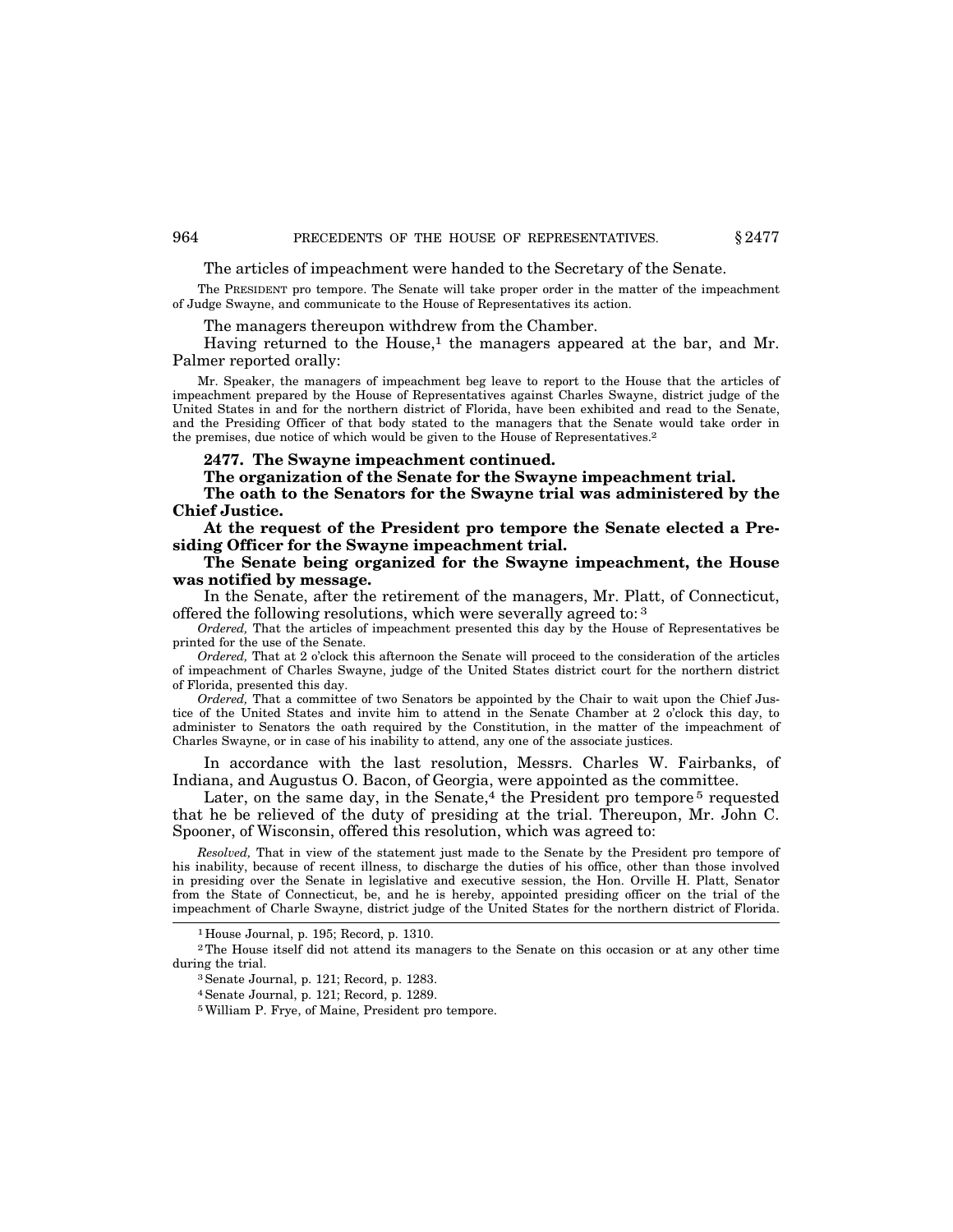The articles of impeachment were handed to the Secretary of the Senate.

The PRESIDENT pro tempore. The Senate will take proper order in the matter of the impeachment of Judge Swayne, and communicate to the House of Representatives its action.

The managers thereupon withdrew from the Chamber.

Having returned to the House,[1] the managers appeared at the bar, and Mr. Palmer reported orally:

Mr. Speaker, the managers of impeachment beg leave to report to the House that the articles of impeachment prepared by the House of Representatives against Charles Swayne, district judge of the United States in and for the northern district of Florida, have been exhibited and read to the Senate, and the Presiding Officer of that body stated to the managers that the Senate would take order in the premises, due notice of which would be given to the House of Representatives.[2]

**2477. The Swayne impeachment continued.**

**The organization of the Senate for the Swayne impeachment trial.**

**The oath to the Senators for the Swayne trial was administered by the Chief Justice.**

**At the request of the President pro tempore the Senate elected a Presiding Officer for the Swayne impeachment trial.**

**The Senate being organized for the Swayne impeachment, the House was notified by message.**

In the Senate, after the retirement of the managers, Mr. Platt, of Connecticut, offered the following resolutions, which were severally agreed to: [3]

*Ordered,* That the articles of impeachment presented this day by the House of Representatives be printed for the use of the Senate.

*Ordered,* That at 2 o'clock this afternoon the Senate will proceed to the consideration of the articles of impeachment of Charles Swayne, judge of the United States district court for the northern district of Florida, presented this day.

*Ordered,* That a committee of two Senators be appointed by the Chair to wait upon the Chief Justice of the United States and invite him to attend in the Senate Chamber at 2 o'clock this day, to administer to Senators the oath required by the Constitution, in the matter of the impeachment of Charles Swayne, or in case of his inability to attend, any one of the associate justices.

In accordance with the last resolution, Messrs. Charles W. Fairbanks, of Indiana, and Augustus O. Bacon, of Georgia, were appointed as the committee.

Later, on the same day, in the Senate,[4] the President pro tempore[5] requested that he be relieved of the duty of presiding at the trial. Thereupon, Mr. John C. Spooner, of Wisconsin, offered this resolution, which was agreed to:

*Resolved,* That in view of the statement just made to the Senate by the President pro tempore of his inability, because of recent illness, to discharge the duties of his office, other than those involved in presiding over the Senate in legislative and executive session, the Hon. Orville H. Platt, Senator from the State of Connecticut, be, and he is hereby, appointed presiding officer on the trial of the impeachment of Charle Swayne, district judge of the United States for the northern district of Florida.

---

[1] House Journal, p. 195; Record, p. 1310.

[2] The House itself did not attend its managers to the Senate on this occasion or at any other time during the trial.

[3] Senate Journal, p. 121; Record, p. 1283.

[4] Senate Journal, p. 121; Record, p. 1289.

[5] William P. Frye, of Maine, President pro tempore.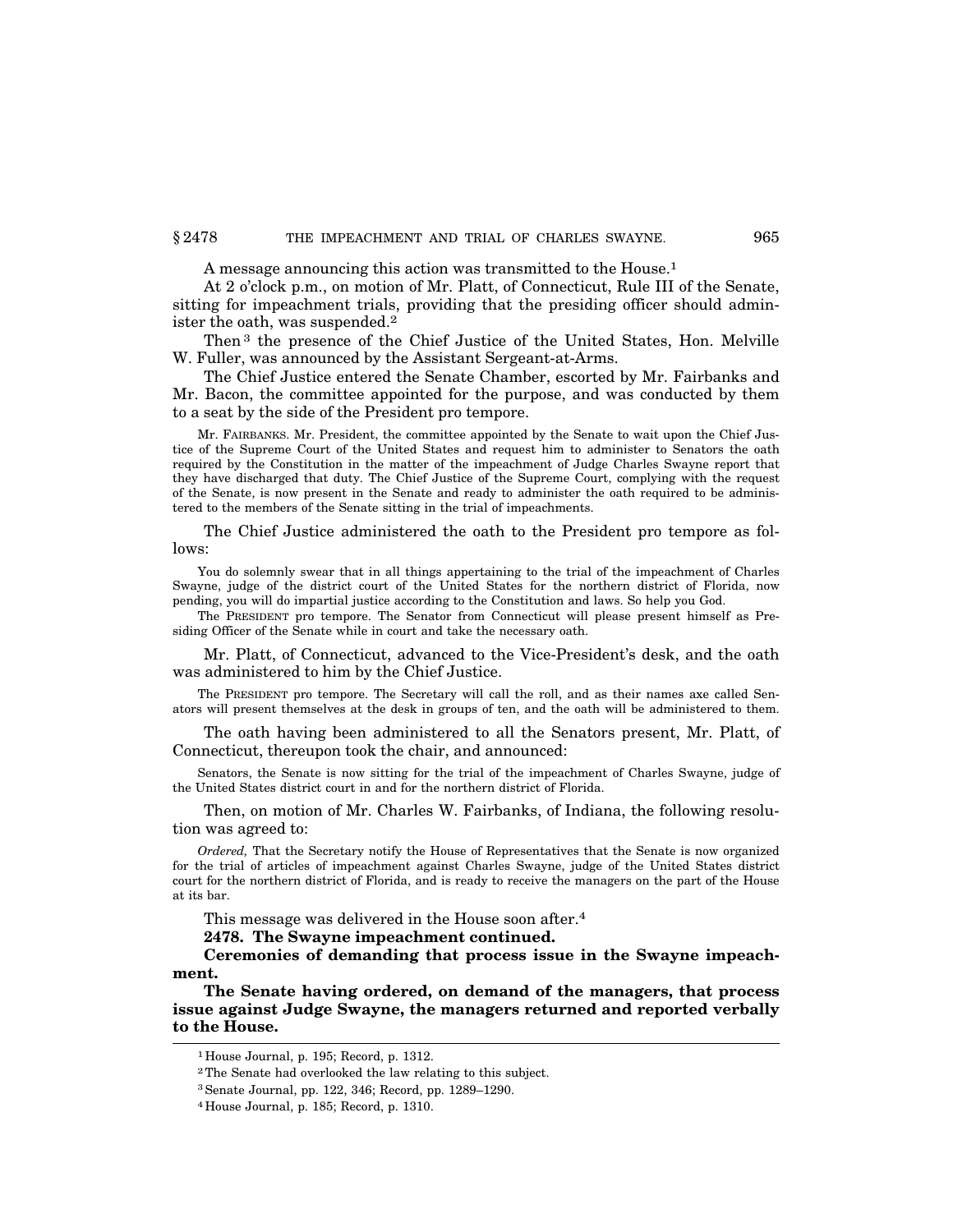A message announcing this action was transmitted to the House.[1]

At 2 o'clock p.m., on motion of Mr. Platt, of Connecticut, Rule III of the Senate, sitting for impeachment trials, providing that the presiding officer should administer the oath, was suspended.[2]

Then[3] the presence of the Chief Justice of the United States, Hon. Melville W. Fuller, was announced by the Assistant Sergeant-at-Arms.

The Chief Justice entered the Senate Chamber, escorted by Mr. Fairbanks and Mr. Bacon, the committee appointed for the purpose, and was conducted by them to a seat by the side of the President pro tempore.

Mr. FAIRBANKS. Mr. President, the committee appointed by the Senate to wait upon the Chief Justice of the Supreme Court of the United States and request him to administer to Senators the oath required by the Constitution in the matter of the impeachment of Judge Charles Swayne report that they have discharged that duty. The Chief Justice of the Supreme Court, complying with the request of the Senate, is now present in the Senate and ready to administer the oath required to be administered to the members of the Senate sitting in the trial of impeachments.

The Chief Justice administered the oath to the President pro tempore as follows:

You do solemnly swear that in all things appertaining to the trial of the impeachment of Charles Swayne, judge of the district court of the United States for the northern district of Florida, now pending, you will do impartial justice according to the Constitution and laws. So help you God.

The PRESIDENT pro tempore. The Senator from Connecticut will please present himself as Presiding Officer of the Senate while in court and take the necessary oath.

Mr. Platt, of Connecticut, advanced to the Vice-President's desk, and the oath was administered to him by the Chief Justice.

The PRESIDENT pro tempore. The Secretary will call the roll, and as their names axe called Senators will present themselves at the desk in groups of ten, and the oath will be administered to them.

The oath having been administered to all the Senators present, Mr. Platt, of Connecticut, thereupon took the chair, and announced:

Senators, the Senate is now sitting for the trial of the impeachment of Charles Swayne, judge of the United States district court in and for the northern district of Florida.

Then, on motion of Mr. Charles W. Fairbanks, of Indiana, the following resolution was agreed to:

*Ordered,* That the Secretary notify the House of Representatives that the Senate is now organized for the trial of articles of impeachment against Charles Swayne, judge of the United States district court for the northern district of Florida, and is ready to receive the managers on the part of the House at its bar.

This message was delivered in the House soon after.[4]

**2478. The Swayne impeachment continued.**

**Ceremonies of demanding that process issue in the Swayne impeachment.**

**The Senate having ordered, on demand of the managers, that process issue against Judge Swayne, the managers returned and reported verbally to the House.**

---

[1] House Journal, p. 195; Record, p. 1312.

[2] The Senate had overlooked the law relating to this subject.

[3] Senate Journal, pp. 122, 346; Record, pp. 1289–1290.

[4] House Journal, p. 185; Record, p. 1310.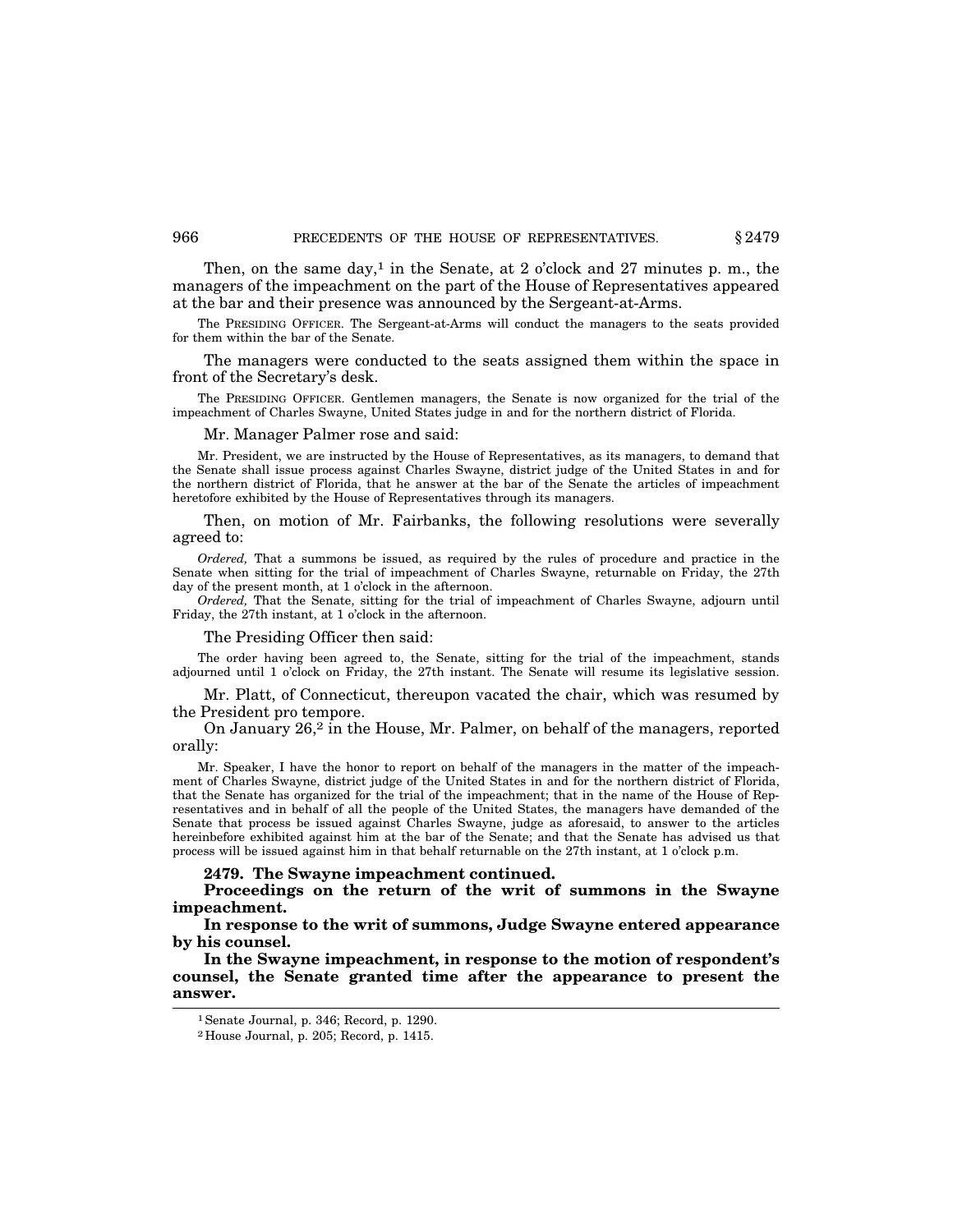Then, on the same day,[1] in the Senate, at 2 o'clock and 27 minutes p. m., the managers of the impeachment on the part of the House of Representatives appeared at the bar and their presence was announced by the Sergeant-at-Arms.

The PRESIDING OFFICER. The Sergeant-at-Arms will conduct the managers to the seats provided for them within the bar of the Senate.

The managers were conducted to the seats assigned them within the space in front of the Secretary's desk.

The PRESIDING OFFICER. Gentlemen managers, the Senate is now organized for the trial of the impeachment of Charles Swayne, United States judge in and for the northern district of Florida.

Mr. Manager Palmer rose and said:

Mr. President, we are instructed by the House of Representatives, as its managers, to demand that the Senate shall issue process against Charles Swayne, district judge of the United States in and for the northern district of Florida, that he answer at the bar of the Senate the articles of impeachment heretofore exhibited by the House of Representatives through its managers.

Then, on motion of Mr. Fairbanks, the following resolutions were severally agreed to:

*Ordered,* That a summons be issued, as required by the rules of procedure and practice in the Senate when sitting for the trial of impeachment of Charles Swayne, returnable on Friday, the 27th day of the present month, at 1 o'clock in the afternoon.

*Ordered,* That the Senate, sitting for the trial of impeachment of Charles Swayne, adjourn until Friday, the 27th instant, at 1 o'clock in the afternoon.

The Presiding Officer then said:

The order having been agreed to, the Senate, sitting for the trial of the impeachment, stands adjourned until 1 o'clock on Friday, the 27th instant. The Senate will resume its legislative session.

Mr. Platt, of Connecticut, thereupon vacated the chair, which was resumed by the President pro tempore.

On January 26,[2] in the House, Mr. Palmer, on behalf of the managers, reported orally:

Mr. Speaker, I have the honor to report on behalf of the managers in the matter of the impeachment of Charles Swayne, district judge of the United States in and for the northern district of Florida, that the Senate has organized for the trial of the impeachment; that in the name of the House of Representatives and in behalf of all the people of the United States, the managers have demanded of the Senate that process be issued against Charles Swayne, judge as aforesaid, to answer to the articles hereinbefore exhibited against him at the bar of the Senate; and that the Senate has advised us that process will be issued against him in that behalf returnable on the 27th instant, at 1 o'clock p.m.

**2479. The Swayne impeachment continued.**

**Proceedings on the return of the writ of summons in the Swayne impeachment.**

**In response to the writ of summons, Judge Swayne entered appearance by his counsel.**

**In the Swayne impeachment, in response to the motion of respondent's counsel, the Senate granted time after the appearance to present the answer.**

---

[1] Senate Journal, p. 346; Record, p. 1290.

[2] House Journal, p. 205; Record, p. 1415.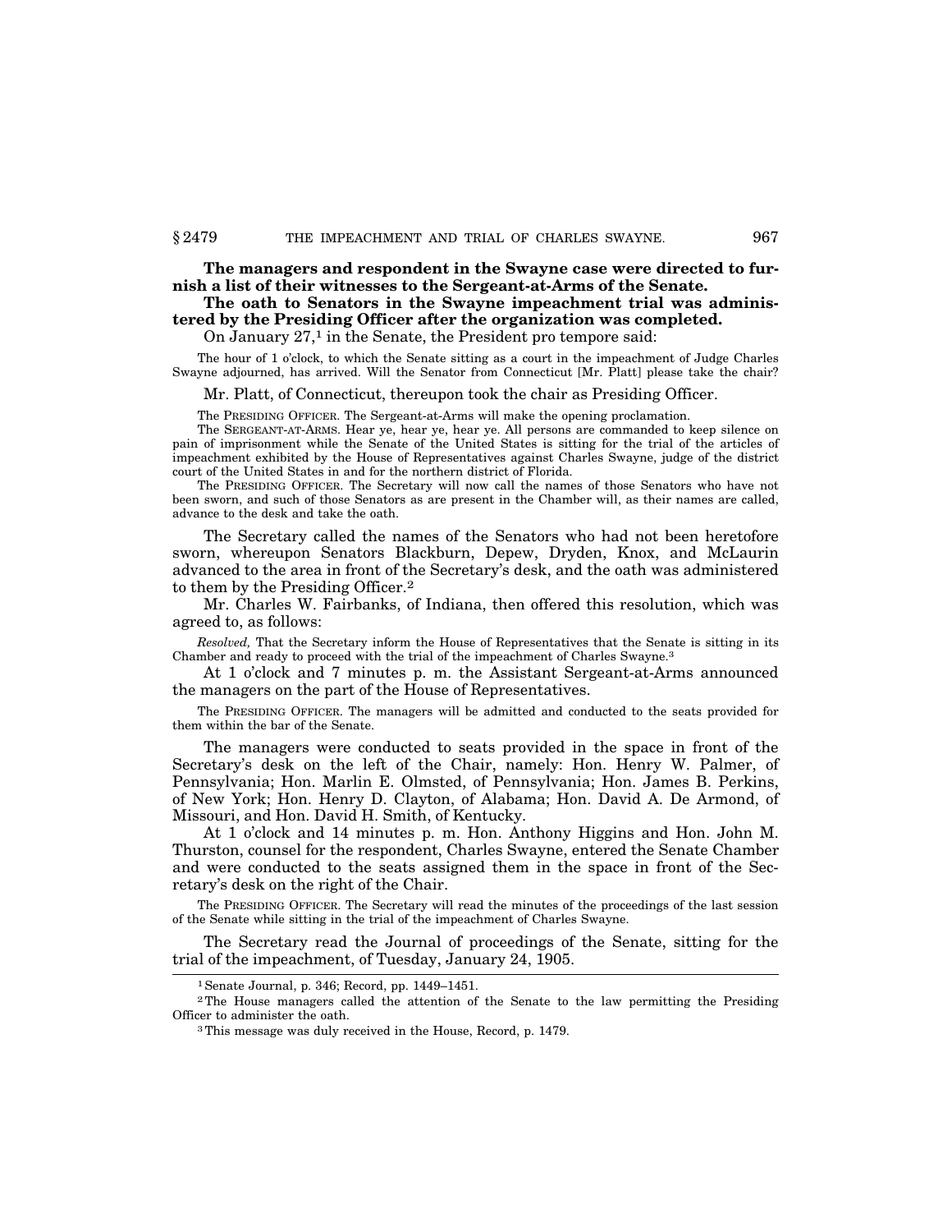**The managers and respondent in the Swayne case were directed to furnish a list of their witnesses to the Sergeant-at-Arms of the Senate.**

**The oath to Senators in the Swayne impeachment trial was administered by the Presiding Officer after the organization was completed.**

On January 27,[1] in the Senate, the President pro tempore said:

The hour of 1 o'clock, to which the Senate sitting as a court in the impeachment of Judge Charles Swayne adjourned, has arrived. Will the Senator from Connecticut [Mr. Platt] please take the chair?

Mr. Platt, of Connecticut, thereupon took the chair as Presiding Officer.

The PRESIDING OFFICER. The Sergeant-at-Arms will make the opening proclamation.

The SERGEANT-AT-ARMS. Hear ye, hear ye, hear ye. All persons are commanded to keep silence on pain of imprisonment while the Senate of the United States is sitting for the trial of the articles of impeachment exhibited by the House of Representatives against Charles Swayne, judge of the district court of the United States in and for the northern district of Florida.

The PRESIDING OFFICER. The Secretary will now call the names of those Senators who have not been sworn, and such of those Senators as are present in the Chamber will, as their names are called, advance to the desk and take the oath.

The Secretary called the names of the Senators who had not been heretofore sworn, whereupon Senators Blackburn, Depew, Dryden, Knox, and McLaurin advanced to the area in front of the Secretary's desk, and the oath was administered to them by the Presiding Officer.[2]

Mr. Charles W. Fairbanks, of Indiana, then offered this resolution, which was agreed to, as follows:

*Resolved,* That the Secretary inform the House of Representatives that the Senate is sitting in its Chamber and ready to proceed with the trial of the impeachment of Charles Swayne.[3]

At 1 o'clock and 7 minutes p. m. the Assistant Sergeant-at-Arms announced the managers on the part of the House of Representatives.

The PRESIDING OFFICER. The managers will be admitted and conducted to the seats provided for them within the bar of the Senate.

The managers were conducted to seats provided in the space in front of the Secretary's desk on the left of the Chair, namely: Hon. Henry W. Palmer, of Pennsylvania; Hon. Marlin E. Olmsted, of Pennsylvania; Hon. James B. Perkins, of New York; Hon. Henry D. Clayton, of Alabama; Hon. David A. De Armond, of Missouri, and Hon. David H. Smith, of Kentucky.

At 1 o'clock and 14 minutes p. m. Hon. Anthony Higgins and Hon. John M. Thurston, counsel for the respondent, Charles Swayne, entered the Senate Chamber and were conducted to the seats assigned them in the space in front of the Secretary's desk on the right of the Chair.

The PRESIDING OFFICER. The Secretary will read the minutes of the proceedings of the last session of the Senate while sitting in the trial of the impeachment of Charles Swayne.

The Secretary read the Journal of proceedings of the Senate, sitting for the trial of the impeachment, of Tuesday, January 24, 1905.

---

[1] Senate Journal, p. 346; Record, pp. 1449–1451.

[2] The House managers called the attention of the Senate to the law permitting the Presiding Officer to administer the oath.

[3] This message was duly received in the House, Record, p. 1479.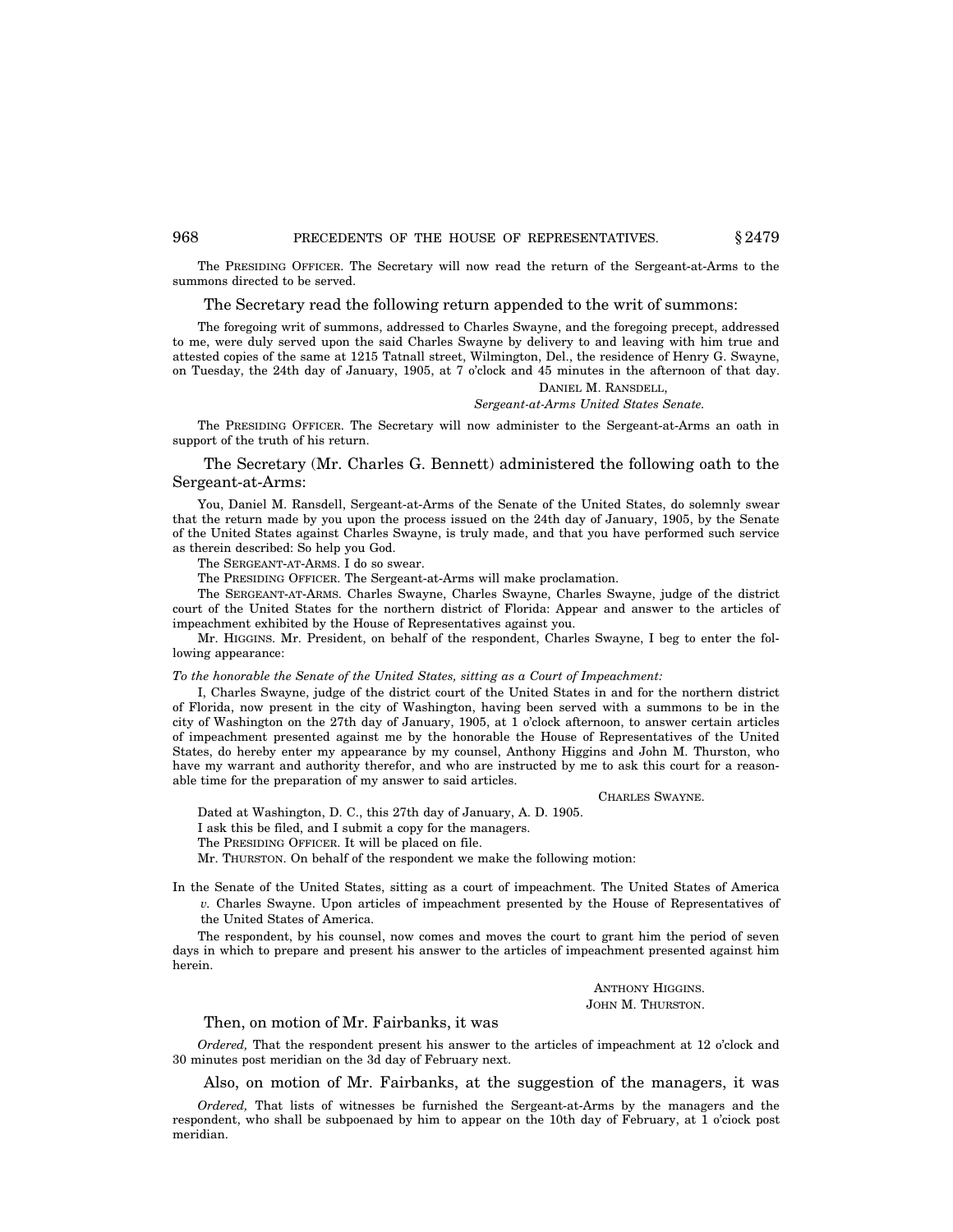The PRESIDING OFFICER. The Secretary will now read the return of the Sergeant-at-Arms to the summons directed to be served.

The Secretary read the following return appended to the writ of summons:

The foregoing writ of summons, addressed to Charles Swayne, and the foregoing precept, addressed to me, were duly served upon the said Charles Swayne by delivery to and leaving with him true and attested copies of the same at 1215 Tatnall street, Wilmington, Del., the residence of Henry G. Swayne, on Tuesday, the 24th day of January, 1905, at 7 o'clock and 45 minutes in the afternoon of that day.

DANIEL M. RANSDELL,
*Sergeant-at-Arms United States Senate.*

The PRESIDING OFFICER. The Secretary will now administer to the Sergeant-at-Arms an oath in support of the truth of his return.

The Secretary (Mr. Charles G. Bennett) administered the following oath to the Sergeant-at-Arms:

You, Daniel M. Ransdell, Sergeant-at-Arms of the Senate of the United States, do solemnly swear that the return made by you upon the process issued on the 24th day of January, 1905, by the Senate of the United States against Charles Swayne, is truly made, and that you have performed such service as therein described: So help you God.

The SERGEANT-AT-ARMS. I do so swear.

The PRESIDING OFFICER. The Sergeant-at-Arms will make proclamation.

The SERGEANT-AT-ARMS. Charles Swayne, Charles Swayne, Charles Swayne, judge of the district court of the United States for the northern district of Florida: Appear and answer to the articles of impeachment exhibited by the House of Representatives against you.

Mr. HIGGINS. Mr. President, on behalf of the respondent, Charles Swayne, I beg to enter the following appearance:

*To the honorable the Senate of the United States, sitting as a Court of Impeachment:*

I, Charles Swayne, judge of the district court of the United States in and for the northern district of Florida, now present in the city of Washington, having been served with a summons to be in the city of Washington on the 27th day of January, 1905, at 1 o'clock afternoon, to answer certain articles of impeachment presented against me by the honorable the House of Representatives of the United States, do hereby enter my appearance by my counsel, Anthony Higgins and John M. Thurston, who have my warrant and authority therefor, and who are instructed by me to ask this court for a reasonable time for the preparation of my answer to said articles.

CHARLES SWAYNE.

Dated at Washington, D. C., this 27th day of January, A. D. 1905.

I ask this be filed, and I submit a copy for the managers.

The PRESIDING OFFICER. It will be placed on file.

Mr. THURSTON. On behalf of the respondent we make the following motion:

In the Senate of the United States, sitting as a court of impeachment. The United States of America *v.* Charles Swayne. Upon articles of impeachment presented by the House of Representatives of the United States of America.

The respondent, by his counsel, now comes and moves the court to grant him the period of seven days in which to prepare and present his answer to the articles of impeachment presented against him herein.

ANTHONY HIGGINS.
JOHN M. THURSTON.

Then, on motion of Mr. Fairbanks, it was

*Ordered,* That the respondent present his answer to the articles of impeachment at 12 o'clock and 30 minutes post meridian on the 3d day of February next.

Also, on motion of Mr. Fairbanks, at the suggestion of the managers, it was

*Ordered,* That lists of witnesses be furnished the Sergeant-at-Arms by the managers and the respondent, who shall be subpoenaed by him to appear on the 10th day of February, at 1 o'ciock post meridian.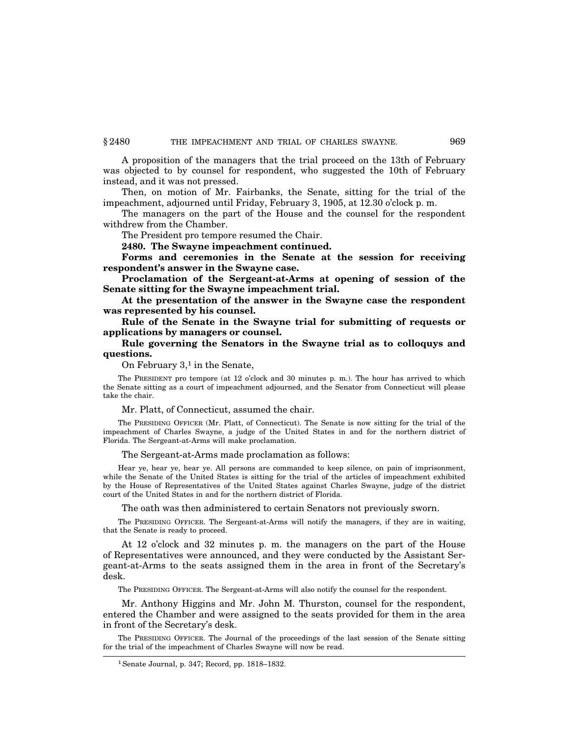A proposition of the managers that the trial proceed on the 13th of February was objected to by counsel for respondent, who suggested the 10th of February instead, and it was not pressed.

Then, on motion of Mr. Fairbanks, the Senate, sitting for the trial of the impeachment, adjourned until Friday, February 3, 1905, at 12.30 o'clock p. m.

The managers on the part of the House and the counsel for the respondent withdrew from the Chamber.

The President pro tempore resumed the Chair.

**2480. The Swayne impeachment continued.**

**Forms and ceremonies in the Senate at the session for receiving respondent's answer in the Swayne case.**

**Proclamation of the Sergeant-at-Arms at opening of session of the Senate sitting for the Swayne impeachment trial.**

**At the presentation of the answer in the Swayne case the respondent was represented by his counsel.**

**Rule of the Senate in the Swayne trial for submitting of requests or applications by managers or counsel.**

**Rule governing the Senators in the Swayne trial as to colloquys and questions.**

On February 3,[1] in the Senate,

The PRESIDENT pro tempore (at 12 o'clock and 30 minutes p. m.). The hour has arrived to which the Senate sitting as a court of impeachment adjourned, and the Senator from Connecticut will please take the chair.

Mr. Platt, of Connecticut, assumed the chair.

The PRESIDING OFFICER (Mr. Platt, of Connecticut). The Senate is now sitting for the trial of the impeachment of Charles Swayne, a judge of the United States in and for the northern district of Florida. The Sergeant-at-Arms will make proclamation.

The Sergeant-at-Arms made proclamation as follows:

Hear ye, hear ye, hear ye. All persons are commanded to keep silence, on pain of imprisonment, while the Senate of the United States is sitting for the trial of the articles of impeachment exhibited by the House of Representatives of the United States against Charles Swayne, judge of the district court of the United States in and for the northern district of Florida.

The oath was then administered to certain Senators not previously sworn.

The PRESIDING OFFICER. The Sergeant-at-Arms will notify the managers, if they are in waiting, that the Senate is ready to proceed.

At 12 o'clock and 32 minutes p. m. the managers on the part of the House of Representatives were announced, and they were conducted by the Assistant Sergeant-at-Arms to the seats assigned them in the area in front of the Secretary's desk.

The PRESIDING OFFICER. The Sergeant-at-Arms will also notify the counsel for the respondent.

Mr. Anthony Higgins and Mr. John M. Thurston, counsel for the respondent, entered the Chamber and were assigned to the seats provided for them in the area in front of the Secretary's desk.

The PRESIDING OFFICER. The Journal of the proceedings of the last session of the Senate sitting for the trial of the impeachment of Charles Swayne will now be read.

---

[1] Senate Journal, p. 347; Record, pp. 1818–1832.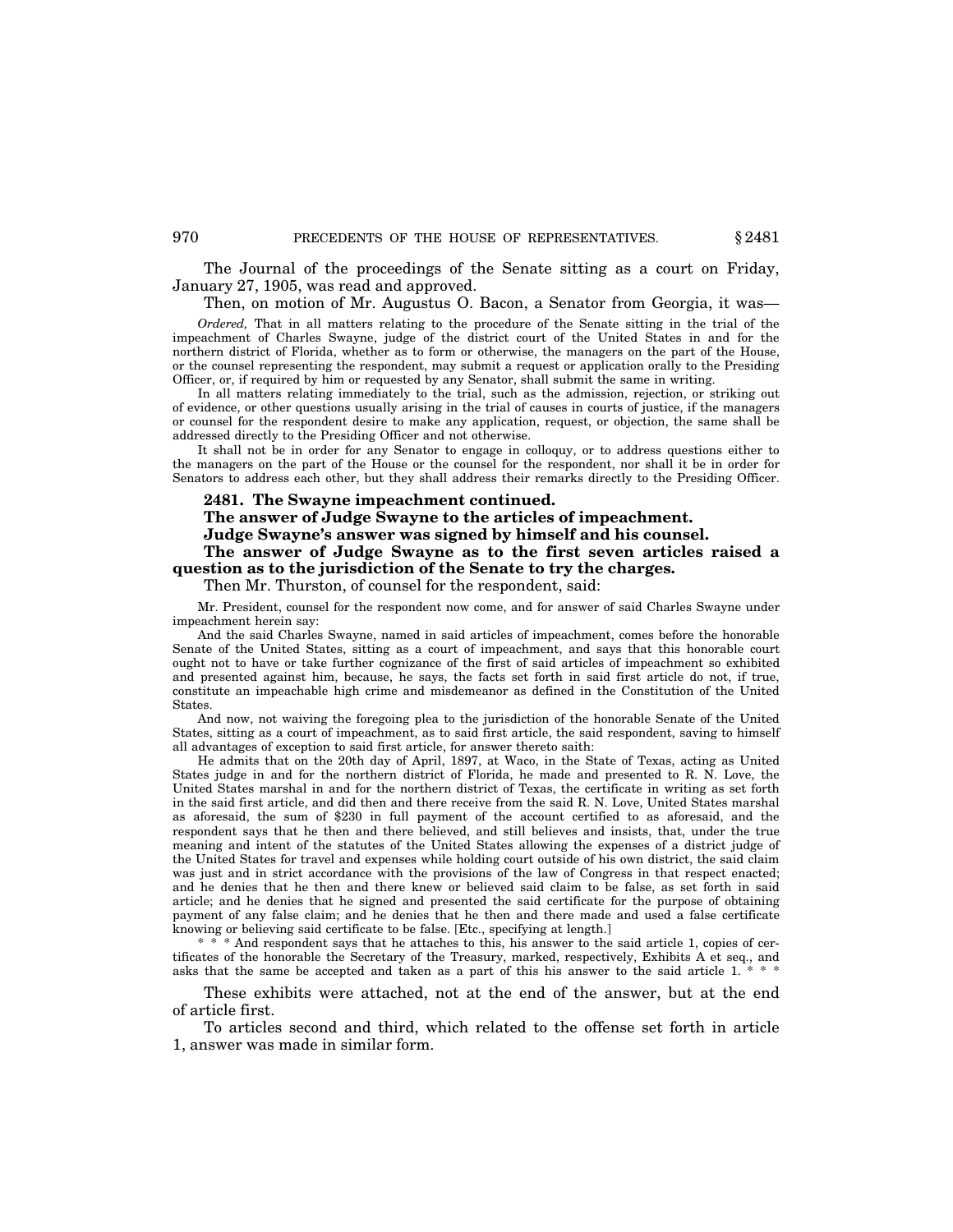The Journal of the proceedings of the Senate sitting as a court on Friday, January 27, 1905, was read and approved.

Then, on motion of Mr. Augustus O. Bacon, a Senator from Georgia, it was—

*Ordered,* That in all matters relating to the procedure of the Senate sitting in the trial of the impeachment of Charles Swayne, judge of the district court of the United States in and for the northern district of Florida, whether as to form or otherwise, the managers on the part of the House, or the counsel representing the respondent, may submit a request or application orally to the Presiding Officer, or, if required by him or requested by any Senator, shall submit the same in writing.

In all matters relating immediately to the trial, such as the admission, rejection, or striking out of evidence, or other questions usually arising in the trial of causes in courts of justice, if the managers or counsel for the respondent desire to make any application, request, or objection, the same shall be addressed directly to the Presiding Officer and not otherwise.

It shall not be in order for any Senator to engage in colloquy, or to address questions either to the managers on the part of the House or the counsel for the respondent, nor shall it be in order for Senators to address each other, but they shall address their remarks directly to the Presiding Officer.

**2481. The Swayne impeachment continued.**

**The answer of Judge Swayne to the articles of impeachment.**

**Judge Swayne's answer was signed by himself and his counsel.**

**The answer of Judge Swayne as to the first seven articles raised a question as to the jurisdiction of the Senate to try the charges.**

Then Mr. Thurston, of counsel for the respondent, said:

Mr. President, counsel for the respondent now come, and for answer of said Charles Swayne under impeachment herein say:

And the said Charles Swayne, named in said articles of impeachment, comes before the honorable Senate of the United States, sitting as a court of impeachment, and says that this honorable court ought not to have or take further cognizance of the first of said articles of impeachment so exhibited and presented against him, because, he says, the facts set forth in said first article do not, if true, constitute an impeachable high crime and misdemeanor as defined in the Constitution of the United States.

And now, not waiving the foregoing plea to the jurisdiction of the honorable Senate of the United States, sitting as a court of impeachment, as to said first article, the said respondent, saving to himself all advantages of exception to said first article, for answer thereto saith:

He admits that on the 20th day of April, 1897, at Waco, in the State of Texas, acting as United States judge in and for the northern district of Florida, he made and presented to R. N. Love, the United States marshal in and for the northern district of Texas, the certificate in writing as set forth in the said first article, and did then and there receive from the said R. N. Love, United States marshal as aforesaid, the sum of $230 in full payment of the account certified to as aforesaid, and the respondent says that he then and there believed, and still believes and insists, that, under the true meaning and intent of the statutes of the United States allowing the expenses of a district judge of the United States for travel and expenses while holding court outside of his own district, the said claim was just and in strict accordance with the provisions of the law of Congress in that respect enacted; and he denies that he then and there knew or believed said claim to be false, as set forth in said article; and he denies that he signed and presented the said certificate for the purpose of obtaining payment of any false claim; and he denies that he then and there made and used a false certificate knowing or believing said certificate to be false. [Etc., specifying at length.]

\* \* \* And respondent says that he attaches to this, his answer to the said article 1, copies of certificates of the honorable the Secretary of the Treasury, marked, respectively, Exhibits A et seq., and asks that the same be accepted and taken as a part of this his answer to the said article 1. \* \* \*

These exhibits were attached, not at the end of the answer, but at the end of article first.

To articles second and third, which related to the offense set forth in article 1, answer was made in similar form.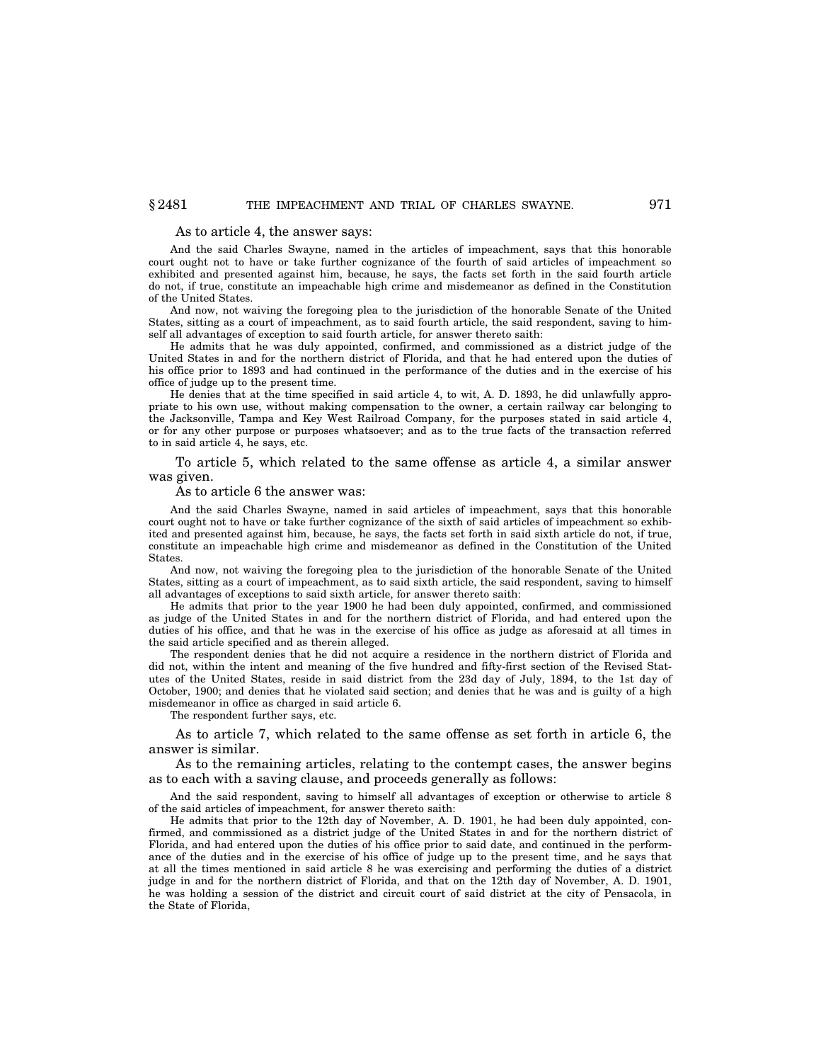As to article 4, the answer says:

And the said Charles Swayne, named in the articles of impeachment, says that this honorable court ought not to have or take further cognizance of the fourth of said articles of impeachment so exhibited and presented against him, because, he says, the facts set forth in the said fourth article do not, if true, constitute an impeachable high crime and misdemeanor as defined in the Constitution of the United States.

And now, not waiving the foregoing plea to the jurisdiction of the honorable Senate of the United States, sitting as a court of impeachment, as to said fourth article, the said respondent, saving to himself all advantages of exception to said fourth article, for answer thereto saith:

He admits that he was duly appointed, confirmed, and commissioned as a district judge of the United States in and for the northern district of Florida, and that he had entered upon the duties of his office prior to 1893 and had continued in the performance of the duties and in the exercise of his office of judge up to the present time.

He denies that at the time specified in said article 4, to wit, A. D. 1893, he did unlawfully appropriate to his own use, without making compensation to the owner, a certain railway car belonging to the Jacksonville, Tampa and Key West Railroad Company, for the purposes stated in said article 4, or for any other purpose or purposes whatsoever; and as to the true facts of the transaction referred to in said article 4, he says, etc.

To article 5, which related to the same offense as article 4, a similar answer was given.

As to article 6 the answer was:

And the said Charles Swayne, named in said articles of impeachment, says that this honorable court ought not to have or take further cognizance of the sixth of said articles of impeachment so exhibited and presented against him, because, he says, the facts set forth in said sixth article do not, if true, constitute an impeachable high crime and misdemeanor as defined in the Constitution of the United States.

And now, not waiving the foregoing plea to the jurisdiction of the honorable Senate of the United States, sitting as a court of impeachment, as to said sixth article, the said respondent, saving to himself all advantages of exceptions to said sixth article, for answer thereto saith:

He admits that prior to the year 1900 he had been duly appointed, confirmed, and commissioned as judge of the United States in and for the northern district of Florida, and had entered upon the duties of his office, and that he was in the exercise of his office as judge as aforesaid at all times in the said article specified and as therein alleged.

The respondent denies that he did not acquire a residence in the northern district of Florida and did not, within the intent and meaning of the five hundred and fifty-first section of the Revised Statutes of the United States, reside in said district from the 23d day of July, 1894, to the 1st day of October, 1900; and denies that he violated said section; and denies that he was and is guilty of a high misdemeanor in office as charged in said article 6.

The respondent further says, etc.

As to article 7, which related to the same offense as set forth in article 6, the answer is similar.

As to the remaining articles, relating to the contempt cases, the answer begins as to each with a saving clause, and proceeds generally as follows:

And the said respondent, saving to himself all advantages of exception or otherwise to article 8 of the said articles of impeachment, for answer thereto saith:

He admits that prior to the 12th day of November, A. D. 1901, he had been duly appointed, confirmed, and commissioned as a district judge of the United States in and for the northern district of Florida, and had entered upon the duties of his office prior to said date, and continued in the performance of the duties and in the exercise of his office of judge up to the present time, and he says that at all the times mentioned in said article 8 he was exercising and performing the duties of a district judge in and for the northern district of Florida, and that on the 12th day of November, A. D. 1901, he was holding a session of the district and circuit court of said district at the city of Pensacola, in the State of Florida,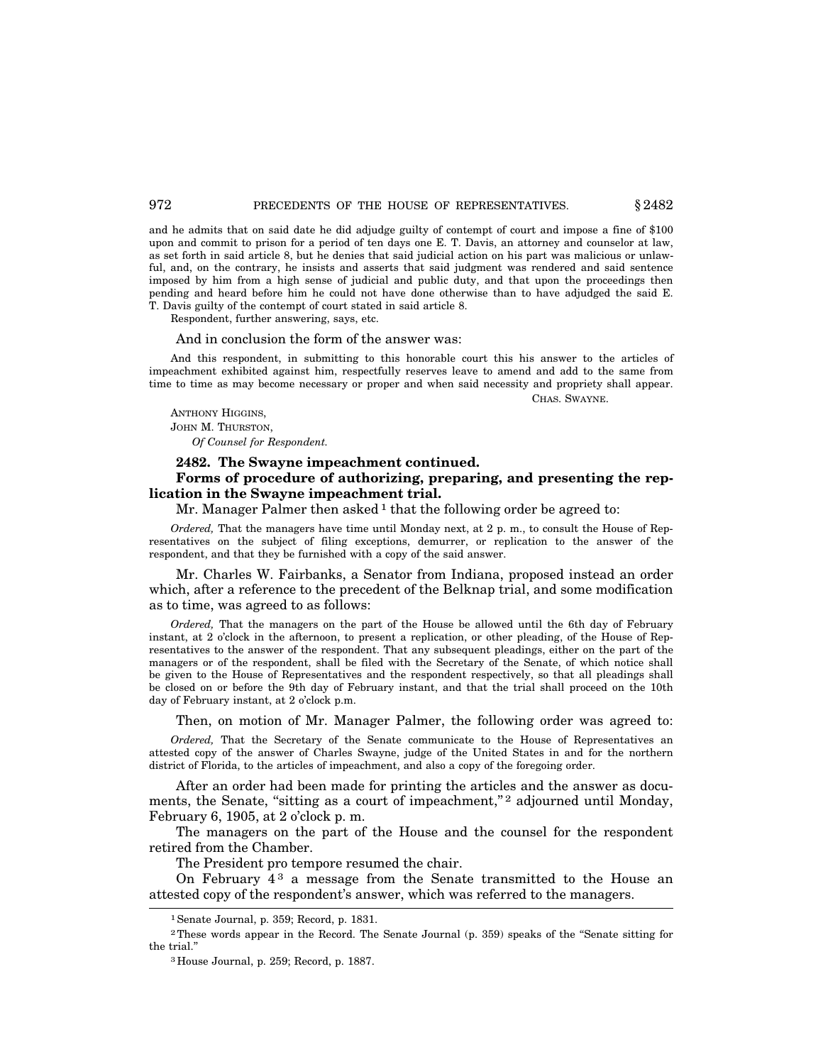and he admits that on said date he did adjudge guilty of contempt of court and impose a fine of $100 upon and commit to prison for a period of ten days one E. T. Davis, an attorney and counselor at law, as set forth in said article 8, but he denies that said judicial action on his part was malicious or unlawful, and, on the contrary, he insists and asserts that said judgment was rendered and said sentence imposed by him from a high sense of judicial and public duty, and that upon the proceedings then pending and heard before him he could not have done otherwise than to have adjudged the said E. T. Davis guilty of the contempt of court stated in said article 8.

Respondent, further answering, says, etc.

And in conclusion the form of the answer was:

And this respondent, in submitting to this honorable court this his answer to the articles of impeachment exhibited against him, respectfully reserves leave to amend and add to the same from time to time as may become necessary or proper and when said necessity and propriety shall appear.

CHAS. SWAYNE.

ANTHONY HIGGINS,
JOHN M. THURSTON,
*Of Counsel for Respondent.*

**2482. The Swayne impeachment continued.**

**Forms of procedure of authorizing, preparing, and presenting the replication in the Swayne impeachment trial.**

Mr. Manager Palmer then asked [1] that the following order be agreed to:

*Ordered,* That the managers have time until Monday next, at 2 p. m., to consult the House of Representatives on the subject of filing exceptions, demurrer, or replication to the answer of the respondent, and that they be furnished with a copy of the said answer.

Mr. Charles W. Fairbanks, a Senator from Indiana, proposed instead an order which, after a reference to the precedent of the Belknap trial, and some modification as to time, was agreed to as follows:

*Ordered,* That the managers on the part of the House be allowed until the 6th day of February instant, at 2 o'clock in the afternoon, to present a replication, or other pleading, of the House of Representatives to the answer of the respondent. That any subsequent pleadings, either on the part of the managers or of the respondent, shall be filed with the Secretary of the Senate, of which notice shall be given to the House of Representatives and the respondent respectively, so that all pleadings shall be closed on or before the 9th day of February instant, and that the trial shall proceed on the 10th day of February instant, at 2 o'clock p.m.

Then, on motion of Mr. Manager Palmer, the following order was agreed to:

*Ordered,* That the Secretary of the Senate communicate to the House of Representatives an attested copy of the answer of Charles Swayne, judge of the United States in and for the northern district of Florida, to the articles of impeachment, and also a copy of the foregoing order.

After an order had been made for printing the articles and the answer as documents, the Senate, "sitting as a court of impeachment," [2] adjourned until Monday, February 6, 1905, at 2 o'clock p. m.

The managers on the part of the House and the counsel for the respondent retired from the Chamber.

The President pro tempore resumed the chair.

On February 4 [3] a message from the Senate transmitted to the House an attested copy of the respondent's answer, which was referred to the managers.

---

[1] Senate Journal, p. 359; Record, p. 1831.

[2] These words appear in the Record. The Senate Journal (p. 359) speaks of the "Senate sitting for the trial."

[3] House Journal, p. 259; Record, p. 1887.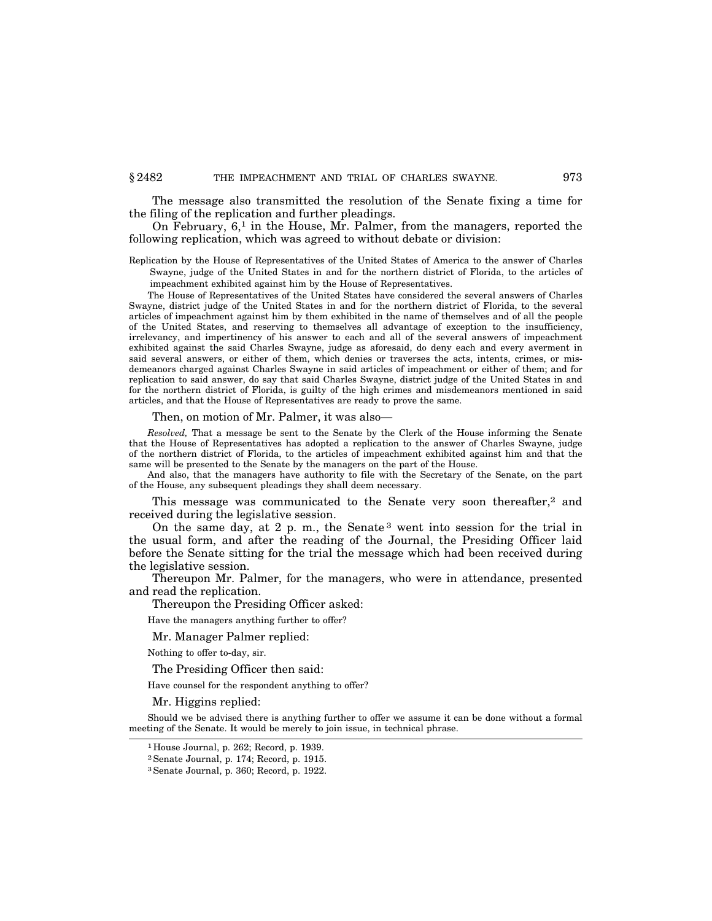The message also transmitted the resolution of the Senate fixing a time for the filing of the replication and further pleadings.

On February, 6,[1] in the House, Mr. Palmer, from the managers, reported the following replication, which was agreed to without debate or division:

> Replication by the House of Representatives of the United States of America to the answer of Charles Swayne, judge of the United States in and for the northern district of Florida, to the articles of impeachment exhibited against him by the House of Representatives.
>
> The House of Representatives of the United States have considered the several answers of Charles Swayne, district judge of the United States in and for the northern district of Florida, to the several articles of impeachment against him by them exhibited in the name of themselves and of all the people of the United States, and reserving to themselves all advantage of exception to the insufficiency, irrelevancy, and impertinency of his answer to each and all of the several answers of impeachment exhibited against the said Charles Swayne, judge as aforesaid, do deny each and every averment in said several answers, or either of them, which denies or traverses the acts, intents, crimes, or misdemeanors charged against Charles Swayne in said articles of impeachment or either of them; and for replication to said answer, do say that said Charles Swayne, district judge of the United States in and for the northern district of Florida, is guilty of the high crimes and misdemeanors mentioned in said articles, and that the House of Representatives are ready to prove the same.

Then, on motion of Mr. Palmer, it was also—

> *Resolved,* That a message be sent to the Senate by the Clerk of the House informing the Senate that the House of Representatives has adopted a replication to the answer of Charles Swayne, judge of the northern district of Florida, to the articles of impeachment exhibited against him and that the same will be presented to the Senate by the managers on the part of the House.
>
> And also, that the managers have authority to file with the Secretary of the Senate, on the part of the House, any subsequent pleadings they shall deem necessary.

This message was communicated to the Senate very soon thereafter,[2] and received during the legislative session.

On the same day, at 2 p. m., the Senate[3] went into session for the trial in the usual form, and after the reading of the Journal, the Presiding Officer laid before the Senate sitting for the trial the message which had been received during the legislative session.

Thereupon Mr. Palmer, for the managers, who were in attendance, presented and read the replication.

Thereupon the Presiding Officer asked:

> Have the managers anything further to offer?

Mr. Manager Palmer replied:

> Nothing to offer to-day, sir.

The Presiding Officer then said:

> Have counsel for the respondent anything to offer?

Mr. Higgins replied:

> Should we be advised there is anything further to offer we assume it can be done without a formal meeting of the Senate. It would be merely to join issue, in technical phrase.

---

[1] House Journal, p. 262; Record, p. 1939.

[2] Senate Journal, p. 174; Record, p. 1915.

[3] Senate Journal, p. 360; Record, p. 1922.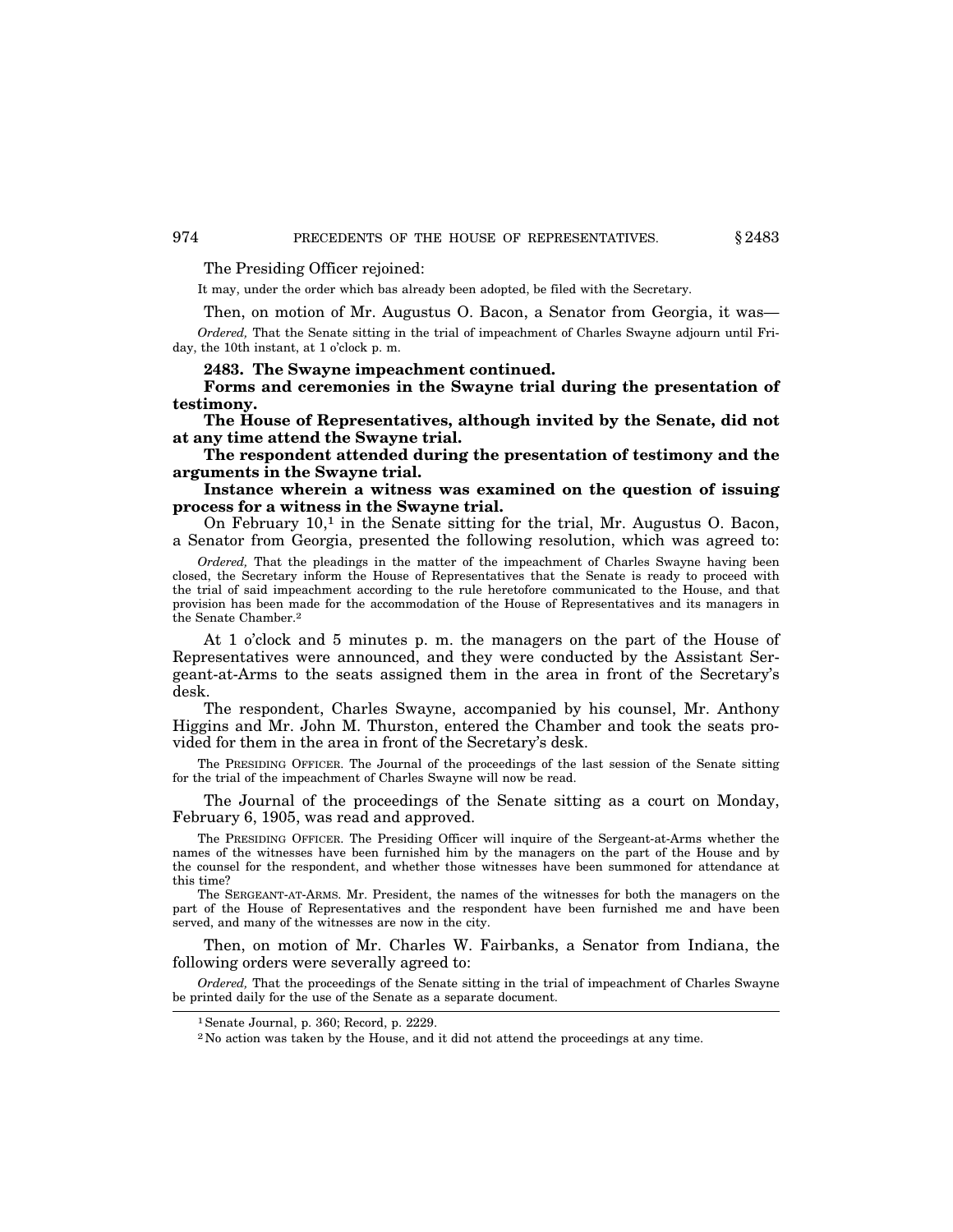The Presiding Officer rejoined:

It may, under the order which bas already been adopted, be filed with the Secretary.

Then, on motion of Mr. Augustus O. Bacon, a Senator from Georgia, it was—

*Ordered,* That the Senate sitting in the trial of impeachment of Charles Swayne adjourn until Friday, the 10th instant, at 1 o'clock p. m.

**2483. The Swayne impeachment continued.**

**Forms and ceremonies in the Swayne trial during the presentation of testimony.**

**The House of Representatives, although invited by the Senate, did not at any time attend the Swayne trial.**

**The respondent attended during the presentation of testimony and the arguments in the Swayne trial.**

**Instance wherein a witness was examined on the question of issuing process for a witness in the Swayne trial.**

On February 10,[1] in the Senate sitting for the trial, Mr. Augustus O. Bacon, a Senator from Georgia, presented the following resolution, which was agreed to:

*Ordered,* That the pleadings in the matter of the impeachment of Charles Swayne having been closed, the Secretary inform the House of Representatives that the Senate is ready to proceed with the trial of said impeachment according to the rule heretofore communicated to the House, and that provision has been made for the accommodation of the House of Representatives and its managers in the Senate Chamber.[2]

At 1 o'clock and 5 minutes p. m. the managers on the part of the House of Representatives were announced, and they were conducted by the Assistant Sergeant-at-Arms to the seats assigned them in the area in front of the Secretary's desk.

The respondent, Charles Swayne, accompanied by his counsel, Mr. Anthony Higgins and Mr. John M. Thurston, entered the Chamber and took the seats provided for them in the area in front of the Secretary's desk.

The PRESIDING OFFICER. The Journal of the proceedings of the last session of the Senate sitting for the trial of the impeachment of Charles Swayne will now be read.

The Journal of the proceedings of the Senate sitting as a court on Monday, February 6, 1905, was read and approved.

The PRESIDING OFFICER. The Presiding Officer will inquire of the Sergeant-at-Arms whether the names of the witnesses have been furnished him by the managers on the part of the House and by the counsel for the respondent, and whether those witnesses have been summoned for attendance at this time?

The SERGEANT-AT-ARMS. Mr. President, the names of the witnesses for both the managers on the part of the House of Representatives and the respondent have been furnished me and have been served, and many of the witnesses are now in the city.

Then, on motion of Mr. Charles W. Fairbanks, a Senator from Indiana, the following orders were severally agreed to:

*Ordered,* That the proceedings of the Senate sitting in the trial of impeachment of Charles Swayne be printed daily for the use of the Senate as a separate document.

---

[1] Senate Journal, p. 360; Record, p. 2229.

[2] No action was taken by the House, and it did not attend the proceedings at any time.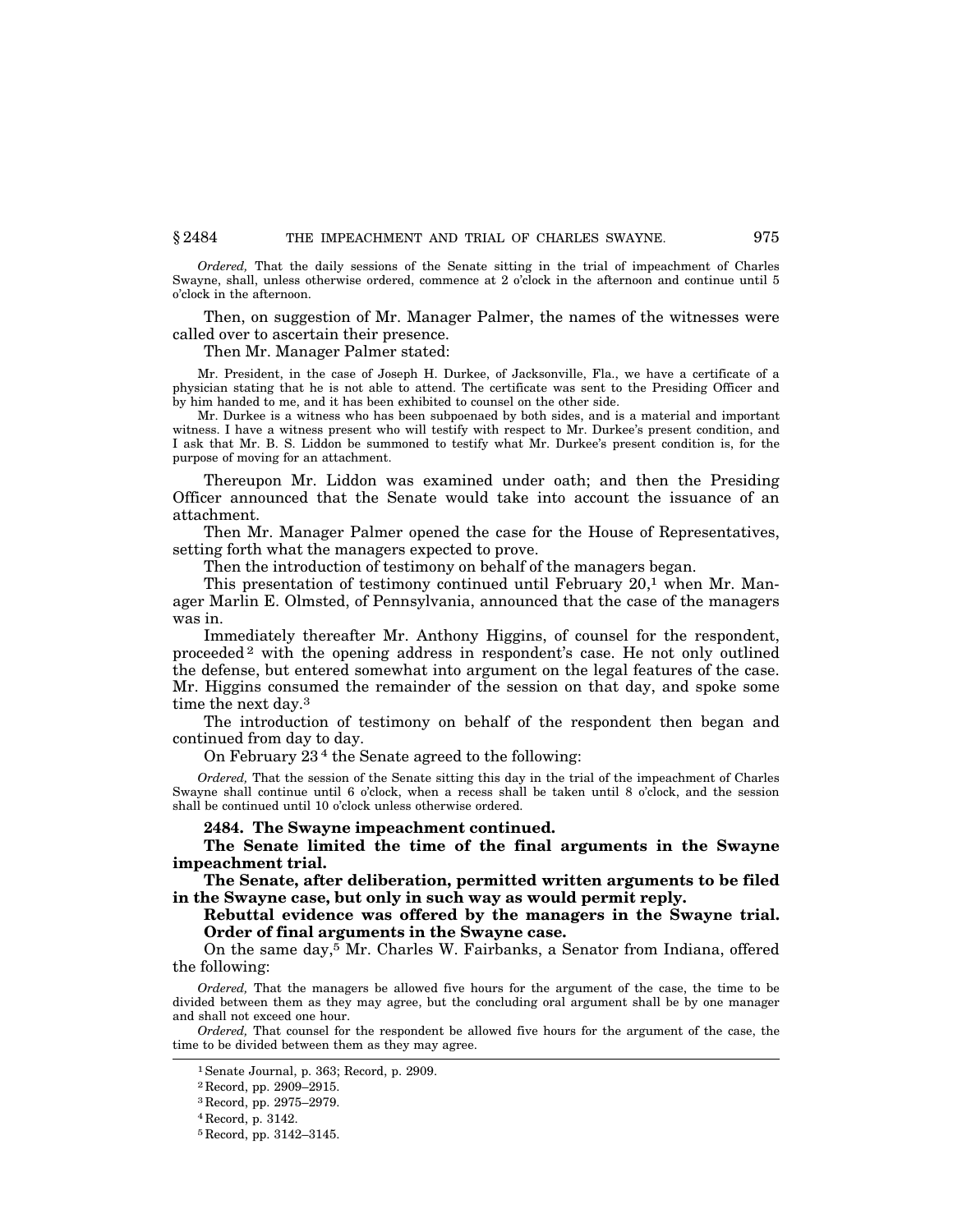*Ordered,* That the daily sessions of the Senate sitting in the trial of impeachment of Charles Swayne, shall, unless otherwise ordered, commence at 2 o'clock in the afternoon and continue until 5 o'clock in the afternoon.

Then, on suggestion of Mr. Manager Palmer, the names of the witnesses were called over to ascertain their presence.

Then Mr. Manager Palmer stated:

Mr. President, in the case of Joseph H. Durkee, of Jacksonville, Fla., we have a certificate of a physician stating that he is not able to attend. The certificate was sent to the Presiding Officer and by him handed to me, and it has been exhibited to counsel on the other side.

Mr. Durkee is a witness who has been subpoenaed by both sides, and is a material and important witness. I have a witness present who will testify with respect to Mr. Durkee's present condition, and I ask that Mr. B. S. Liddon be summoned to testify what Mr. Durkee's present condition is, for the purpose of moving for an attachment.

Thereupon Mr. Liddon was examined under oath; and then the Presiding Officer announced that the Senate would take into account the issuance of an attachment.

Then Mr. Manager Palmer opened the case for the House of Representatives, setting forth what the managers expected to prove.

Then the introduction of testimony on behalf of the managers began.

This presentation of testimony continued until February 20,[1] when Mr. Manager Marlin E. Olmsted, of Pennsylvania, announced that the case of the managers was in.

Immediately thereafter Mr. Anthony Higgins, of counsel for the respondent, proceeded[2] with the opening address in respondent's case. He not only outlined the defense, but entered somewhat into argument on the legal features of the case. Mr. Higgins consumed the remainder of the session on that day, and spoke some time the next day.[3]

The introduction of testimony on behalf of the respondent then began and continued from day to day.

On February 23[4] the Senate agreed to the following:

*Ordered,* That the session of the Senate sitting this day in the trial of the impeachment of Charles Swayne shall continue until 6 o'clock, when a recess shall be taken until 8 o'clock, and the session shall be continued until 10 o'clock unless otherwise ordered.

**2484. The Swayne impeachment continued.**

**The Senate limited the time of the final arguments in the Swayne impeachment trial.**

**The Senate, after deliberation, permitted written arguments to be filed in the Swayne case, but only in such way as would permit reply.**

**Rebuttal evidence was offered by the managers in the Swayne trial.**

**Order of final arguments in the Swayne case.**

On the same day,[5] Mr. Charles W. Fairbanks, a Senator from Indiana, offered the following:

*Ordered,* That the managers be allowed five hours for the argument of the case, the time to be divided between them as they may agree, but the concluding oral argument shall be by one manager and shall not exceed one hour.

*Ordered,* That counsel for the respondent be allowed five hours for the argument of the case, the time to be divided between them as they may agree.

---

[1] Senate Journal, p. 363; Record, p. 2909.

[2] Record, pp. 2909–2915.

[3] Record, pp. 2975–2979.

[4] Record, p. 3142.

[5] Record, pp. 3142–3145.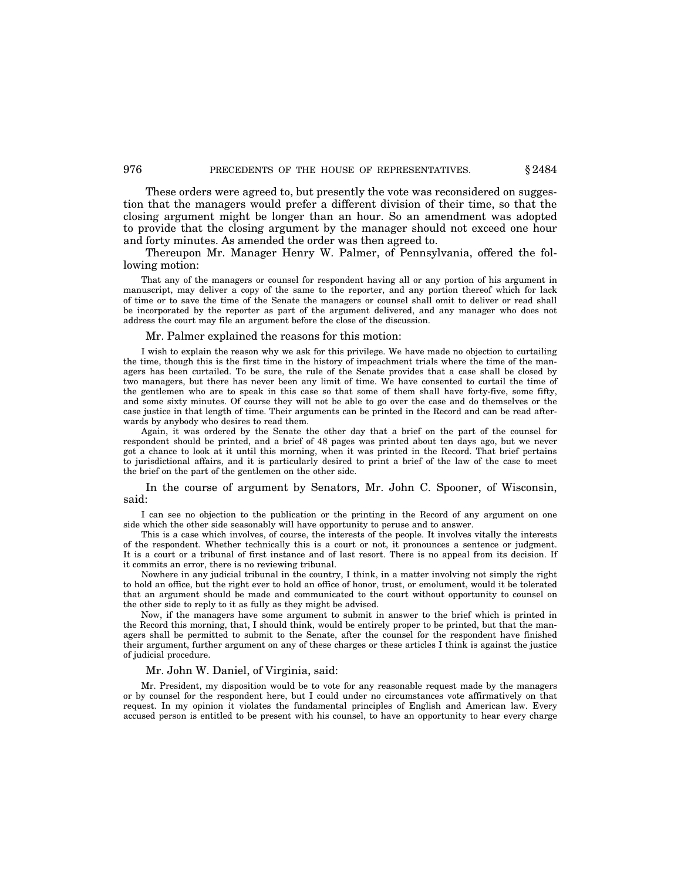These orders were agreed to, but presently the vote was reconsidered on suggestion that the managers would prefer a different division of their time, so that the closing argument might be longer than an hour. So an amendment was adopted to provide that the closing argument by the manager should not exceed one hour and forty minutes. As amended the order was then agreed to.

Thereupon Mr. Manager Henry W. Palmer, of Pennsylvania, offered the following motion:

That any of the managers or counsel for respondent having all or any portion of his argument in manuscript, may deliver a copy of the same to the reporter, and any portion thereof which for lack of time or to save the time of the Senate the managers or counsel shall omit to deliver or read shall be incorporated by the reporter as part of the argument delivered, and any manager who does not address the court may file an argument before the close of the discussion.

Mr. Palmer explained the reasons for this motion:

I wish to explain the reason why we ask for this privilege. We have made no objection to curtailing the time, though this is the first time in the history of impeachment trials where the time of the managers has been curtailed. To be sure, the rule of the Senate provides that a case shall be closed by two managers, but there has never been any limit of time. We have consented to curtail the time of the gentlemen who are to speak in this case so that some of them shall have forty-five, some fifty, and some sixty minutes. Of course they will not be able to go over the case and do themselves or the case justice in that length of time. Their arguments can be printed in the Record and can be read afterwards by anybody who desires to read them.

Again, it was ordered by the Senate the other day that a brief on the part of the counsel for respondent should be printed, and a brief of 48 pages was printed about ten days ago, but we never got a chance to look at it until this morning, when it was printed in the Record. That brief pertains to jurisdictional affairs, and it is particularly desired to print a brief of the law of the case to meet the brief on the part of the gentlemen on the other side.

In the course of argument by Senators, Mr. John C. Spooner, of Wisconsin, said:

I can see no objection to the publication or the printing in the Record of any argument on one side which the other side seasonably will have opportunity to peruse and to answer.

This is a case which involves, of course, the interests of the people. It involves vitally the interests of the respondent. Whether technically this is a court or not, it pronounces a sentence or judgment. It is a court or a tribunal of first instance and of last resort. There is no appeal from its decision. If it commits an error, there is no reviewing tribunal.

Nowhere in any judicial tribunal in the country, I think, in a matter involving not simply the right to hold an office, but the right ever to hold an office of honor, trust, or emolument, would it be tolerated that an argument should be made and communicated to the court without opportunity to counsel on the other side to reply to it as fully as they might be advised.

Now, if the managers have some argument to submit in answer to the brief which is printed in the Record this morning, that, I should think, would be entirely proper to be printed, but that the managers shall be permitted to submit to the Senate, after the counsel for the respondent have finished their argument, further argument on any of these charges or these articles I think is against the justice of judicial procedure.

Mr. John W. Daniel, of Virginia, said:

Mr. President, my disposition would be to vote for any reasonable request made by the managers or by counsel for the respondent here, but I could under no circumstances vote affirmatively on that request. In my opinion it violates the fundamental principles of English and American law. Every accused person is entitled to be present with his counsel, to have an opportunity to hear every charge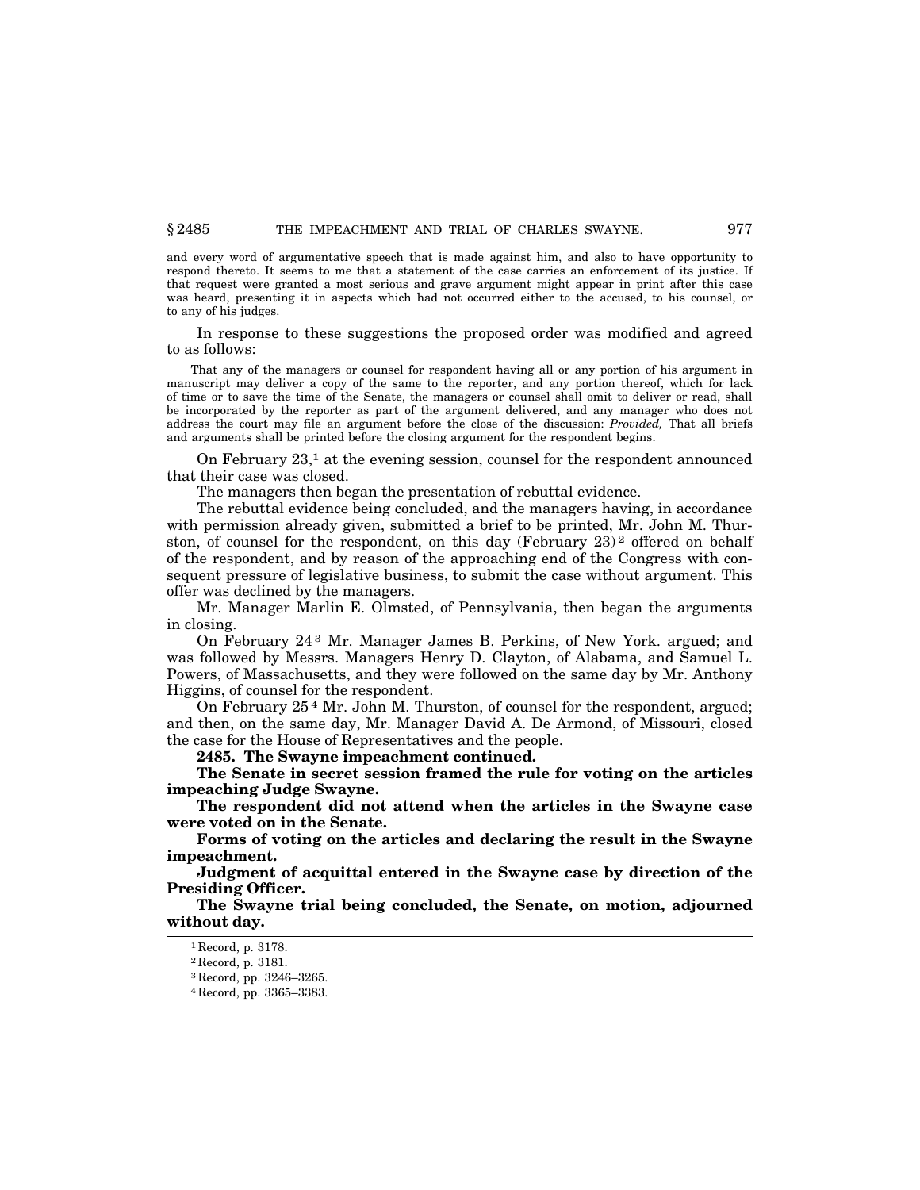and every word of argumentative speech that is made against him, and also to have opportunity to respond thereto. It seems to me that a statement of the case carries an enforcement of its justice. If that request were granted a most serious and grave argument might appear in print after this case was heard, presenting it in aspects which had not occurred either to the accused, to his counsel, or to any of his judges.

In response to these suggestions the proposed order was modified and agreed to as follows:

> That any of the managers or counsel for respondent having all or any portion of his argument in manuscript may deliver a copy of the same to the reporter, and any portion thereof, which for lack of time or to save the time of the Senate, the managers or counsel shall omit to deliver or read, shall be incorporated by the reporter as part of the argument delivered, and any manager who does not address the court may file an argument before the close of the discussion: *Provided,* That all briefs and arguments shall be printed before the closing argument for the respondent begins.

On February 23,[1] at the evening session, counsel for the respondent announced that their case was closed.

The managers then began the presentation of rebuttal evidence.

The rebuttal evidence being concluded, and the managers having, in accordance with permission already given, submitted a brief to be printed, Mr. John M. Thurston, of counsel for the respondent, on this day (February 23)[2] offered on behalf of the respondent, and by reason of the approaching end of the Congress with consequent pressure of legislative business, to submit the case without argument. This offer was declined by the managers.

Mr. Manager Marlin E. Olmsted, of Pennsylvania, then began the arguments in closing.

On February 24[3] Mr. Manager James B. Perkins, of New York. argued; and was followed by Messrs. Managers Henry D. Clayton, of Alabama, and Samuel L. Powers, of Massachusetts, and they were followed on the same day by Mr. Anthony Higgins, of counsel for the respondent.

On February 25[4] Mr. John M. Thurston, of counsel for the respondent, argued; and then, on the same day, Mr. Manager David A. De Armond, of Missouri, closed the case for the House of Representatives and the people.

**2485. The Swayne impeachment continued.**

**The Senate in secret session framed the rule for voting on the articles impeaching Judge Swayne.**

**The respondent did not attend when the articles in the Swayne case were voted on in the Senate.**

**Forms of voting on the articles and declaring the result in the Swayne impeachment.**

**Judgment of acquittal entered in the Swayne case by direction of the Presiding Officer.**

**The Swayne trial being concluded, the Senate, on motion, adjourned without day.**

---

[1] Record, p. 3178.

[2] Record, p. 3181.

[3] Record, pp. 3246–3265.

[4] Record, pp. 3365–3383.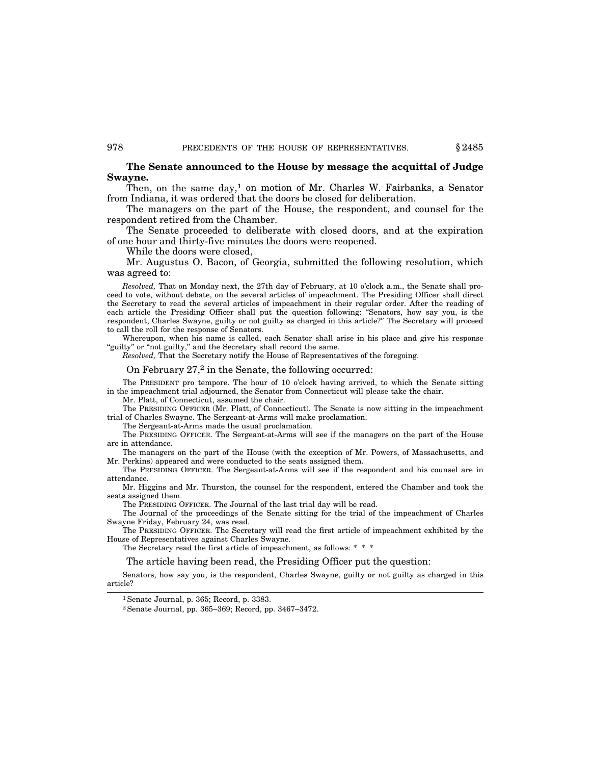**The Senate announced to the House by message the acquittal of Judge Swayne.**

Then, on the same day,[1] on motion of Mr. Charles W. Fairbanks, a Senator from Indiana, it was ordered that the doors be closed for deliberation.

The managers on the part of the House, the respondent, and counsel for the respondent retired from the Chamber.

The Senate proceeded to deliberate with closed doors, and at the expiration of one hour and thirty-five minutes the doors were reopened.

While the doors were closed,

Mr. Augustus O. Bacon, of Georgia, submitted the following resolution, which was agreed to:

*Resolved,* That on Monday next, the 27th day of February, at 10 o'clock a.m., the Senate shall proceed to vote, without debate, on the several articles of impeachment. The Presiding Officer shall direct the Secretary to read the several articles of impeachment in their regular order. After the reading of each article the Presiding Officer shall put the question following: "Senators, how say you, is the respondent, Charles Swayne, guilty or not guilty as charged in this article?" The Secretary will proceed to call the roll for the response of Senators.

Whereupon, when his name is called, each Senator shall arise in his place and give his response "guilty" or "not guilty," and the Secretary shall record the same.

*Resolved,* That the Secretary notify the House of Representatives of the foregoing.

On February 27,[2] in the Senate, the following occurred:

The PRESIDENT pro tempore. The hour of 10 o'clock having arrived, to which the Senate sitting in the impeachment trial adjourned, the Senator from Connecticut will please take the chair.

Mr. Platt, of Connecticut, assumed the chair.

The PRESIDING OFFICER (Mr. Platt, of Connecticut). The Senate is now sitting in the impeachment trial of Charles Swayne. The Sergeant-at-Arms will make proclamation.

The Sergeant-at-Arms made the usual proclamation.

The PRESIDING OFFICER. The Sergeant-at-Arms will see if the managers on the part of the House are in attendance.

The managers on the part of the House (with the exception of Mr. Powers, of Massachusetts, and Mr. Perkins) appeared and were conducted to the seats assigned them.

The PRESIDING OFFICER. The Sergeant-at-Arms will see if the respondent and his counsel are in attendance.

Mr. Higgins and Mr. Thurston, the counsel for the respondent, entered the Chamber and took the seats assigned them.

The PRESIDING OFFICER. The Journal of the last trial day will be read.

The Journal of the proceedings of the Senate sitting for the trial of the impeachment of Charles Swayne Friday, February 24, was read.

The PRESIDING OFFICER. The Secretary will read the first article of impeachment exhibited by the House of Representatives against Charles Swayne.

The Secretary read the first article of impeachment, as follows: * * *

The article having been read, the Presiding Officer put the question:

Senators, how say you, is the respondent, Charles Swayne, guilty or not guilty as charged in this article?

---

[1] Senate Journal, p. 365; Record, p. 3383.

[2] Senate Journal, pp. 365–369; Record, pp. 3467–3472.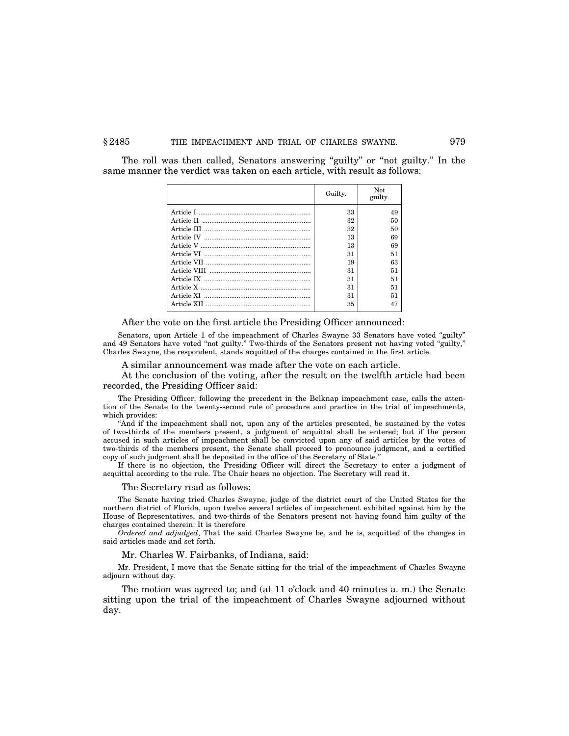The roll was then called, Senators answering "guilty" or "not guilty." In the same manner the verdict was taken on each article, with result as follows:

| | Guilty. | Not guilty. |
|---|---|---|
| Article I | 33 | 49 |
| Article II | 32 | 50 |
| Article III | 32 | 50 |
| Article IV | 13 | 69 |
| Article V | 13 | 69 |
| Article VI | 31 | 51 |
| Article VII | 19 | 63 |
| Article VIII | 31 | 51 |
| Article IX | 31 | 51 |
| Article X | 31 | 51 |
| Article XI | 31 | 51 |
| Article XII | 35 | 47 |

After the vote on the first article the Presiding Officer announced:

> Senators, upon Article 1 of the impeachment of Charles Swayne 33 Senators have voted "guilty" and 49 Senators have voted "not guilty." Two-thirds of the Senators present not having voted "guilty," Charles Swayne, the respondent, stands acquitted of the charges contained in the first article.

A similar announcement was made after the vote on each article.

At the conclusion of the voting, after the result on the twelfth article had been recorded, the Presiding Officer said:

> The Presiding Officer, following the precedent in the Belknap impeachment case, calls the attention of the Senate to the twenty-second rule of procedure and practice in the trial of impeachments, which provides:
>
> "And if the impeachment shall not, upon any of the articles presented, be sustained by the votes of two-thirds of the members present, a judgment of acquittal shall be entered; but if the person accused in such articles of impeachment shall be convicted upon any of said articles by the votes of two-thirds of the members present, the Senate shall proceed to pronounce judgment, and a certified copy of such judgment shall be deposited in the office of the Secretary of State."
>
> If there is no objection, the Presiding Officer will direct the Secretary to enter a judgment of acquittal according to the rule. The Chair hears no objection. The Secretary will read it.

The Secretary read as follows:

> The Senate having tried Charles Swayne, judge of the district court of the United States for the northern district of Florida, upon twelve several articles of impeachment exhibited against him by the House of Representatives, and two-thirds of the Senators present not having found him guilty of the charges contained therein: It is therefore
>
> *Ordered and adjudged*, That the said Charles Swayne be, and he is, acquitted of the changes in said articles made and set forth.

Mr. Charles W. Fairbanks, of Indiana, said:

> Mr. President, I move that the Senate sitting for the trial of the impeachment of Charles Swayne adjourn without day.

The motion was agreed to; and (at 11 o'clock and 40 minutes a. m.) the Senate sitting upon the trial of the impeachment of Charles Swayne adjourned without day.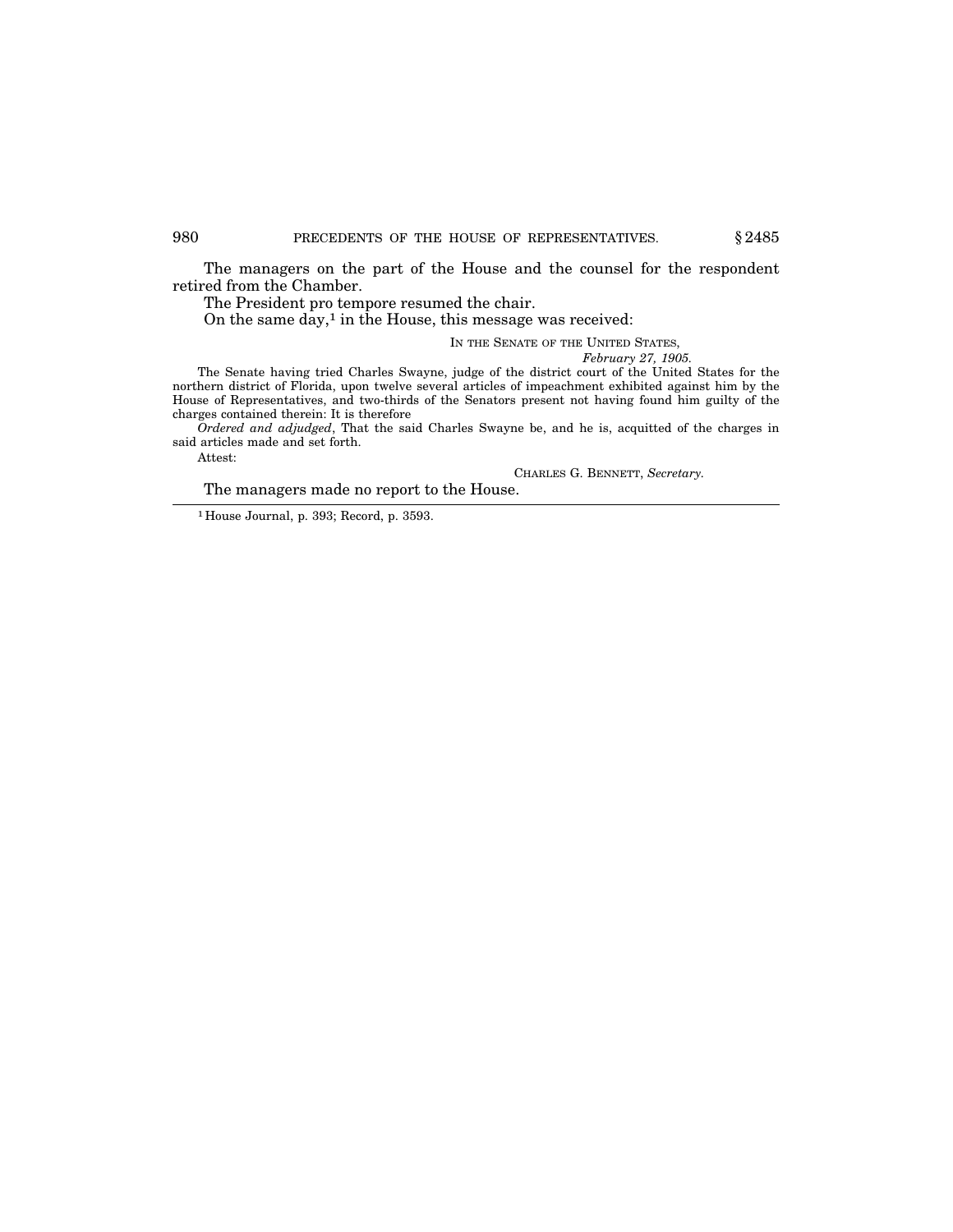The managers on the part of the House and the counsel for the respondent retired from the Chamber.

The President pro tempore resumed the chair.

On the same day,[1] in the House, this message was received:

IN THE SENATE OF THE UNITED STATES,
*February 27, 1905.*

The Senate having tried Charles Swayne, judge of the district court of the United States for the northern district of Florida, upon twelve several articles of impeachment exhibited against him by the House of Representatives, and two-thirds of the Senators present not having found him guilty of the charges contained therein: It is therefore

*Ordered and adjudged*, That the said Charles Swayne be, and he is, acquitted of the charges in said articles made and set forth.

Attest:

CHARLES G. BENNETT, *Secretary.*

The managers made no report to the House.

---

[1] House Journal, p. 393; Record, p. 3593.